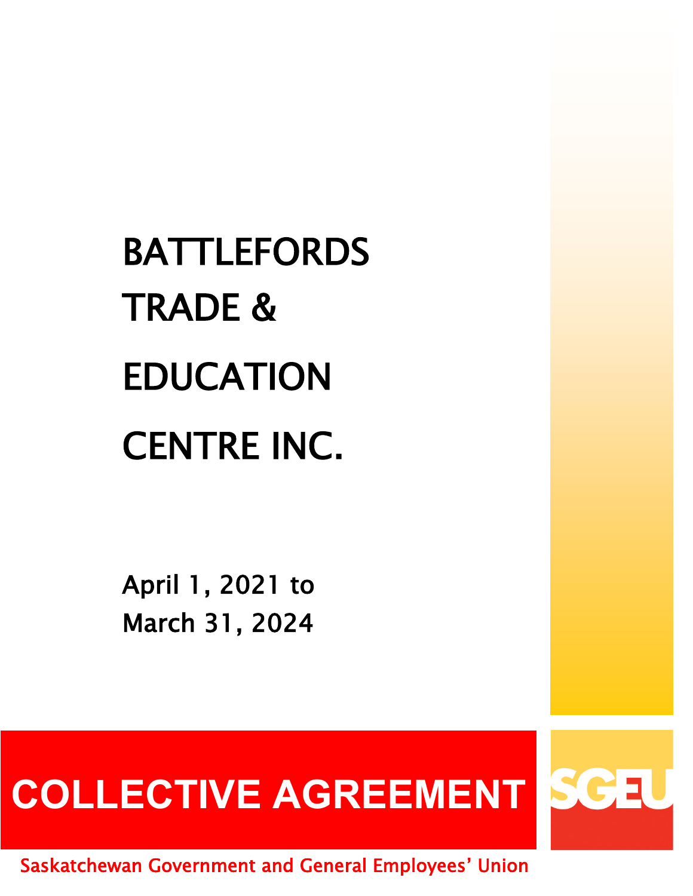# BATTLEFORDS TRADE & EDUCATION CENTRE INC.

April 1, 2021 to
March 31, 2024

## COLLECTIVE AGREEMENT

SGEU

Saskatchewan Government and General Employees' Union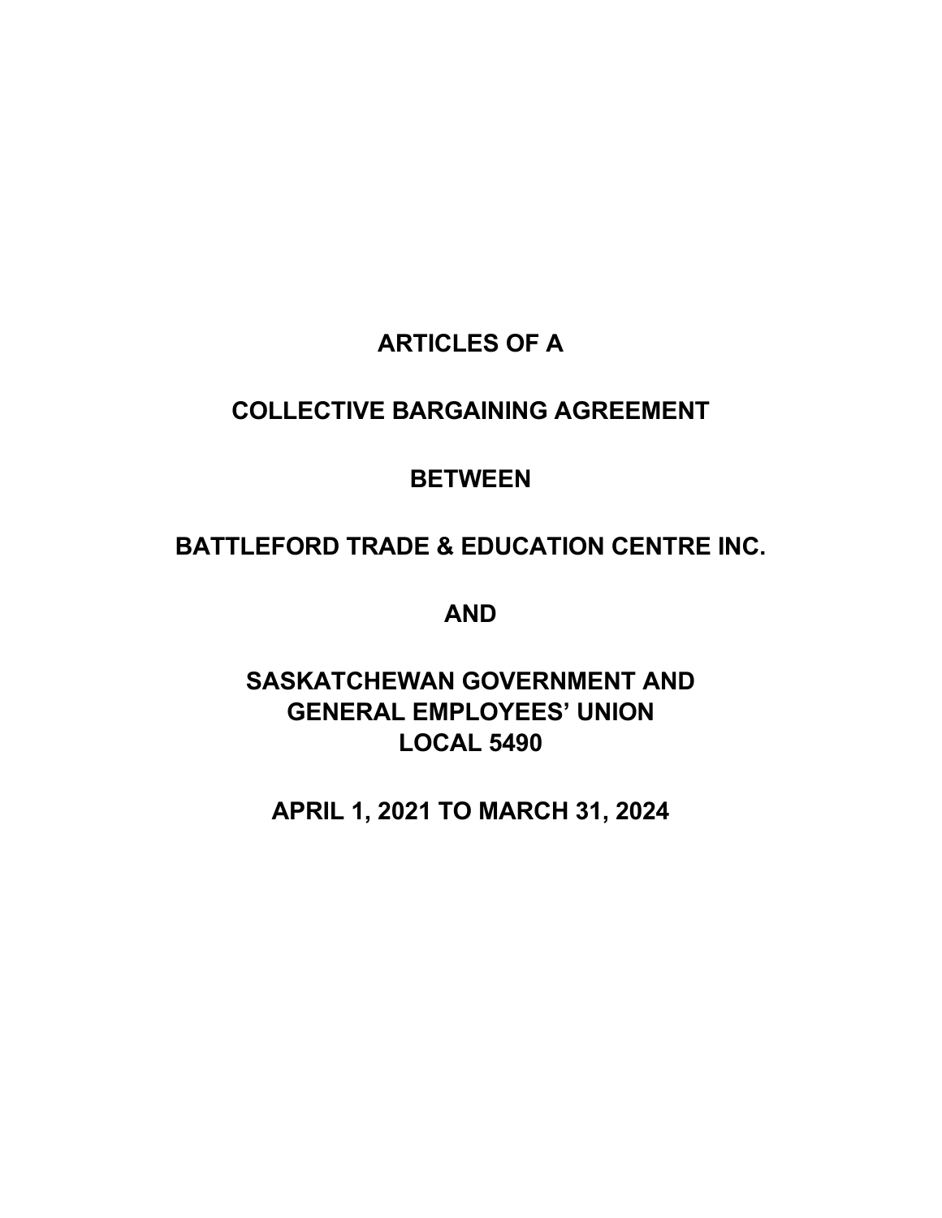# ARTICLES OF A

# COLLECTIVE BARGAINING AGREEMENT

# BETWEEN

# BATTLEFORD TRADE & EDUCATION CENTRE INC.

# AND

# SASKATCHEWAN GOVERNMENT AND GENERAL EMPLOYEES' UNION LOCAL 5490

# APRIL 1, 2021 TO MARCH 31, 2024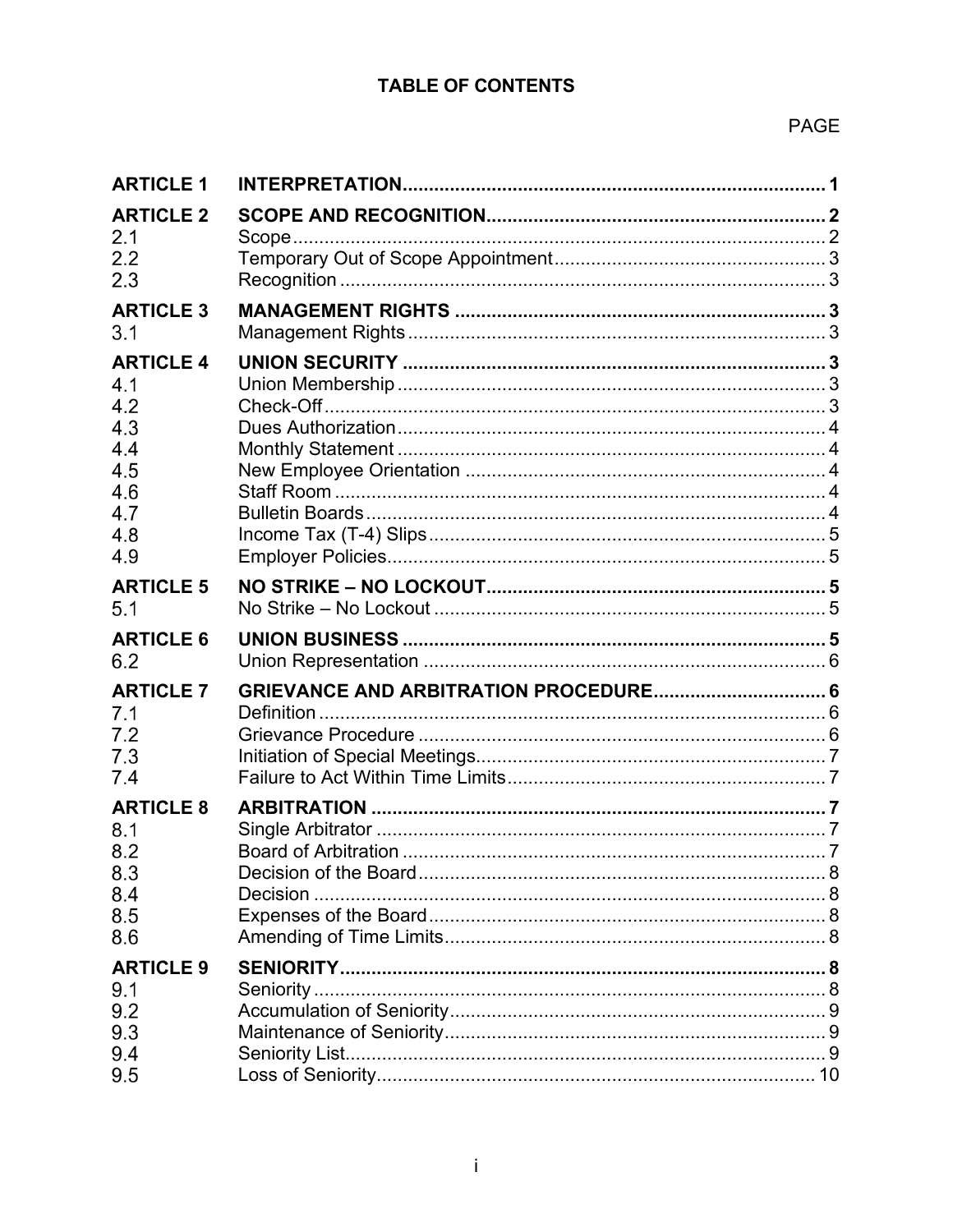# TABLE OF CONTENTS

| | | PAGE |
|---|---|---|
| **ARTICLE 1** | **INTERPRETATION** | **1** |
| **ARTICLE 2** | **SCOPE AND RECOGNITION** | **2** |
| 2.1 | Scope | 2 |
| 2.2 | Temporary Out of Scope Appointment | 3 |
| 2.3 | Recognition | 3 |
| **ARTICLE 3** | **MANAGEMENT RIGHTS** | **3** |
| 3.1 | Management Rights | 3 |
| **ARTICLE 4** | **UNION SECURITY** | **3** |
| 4.1 | Union Membership | 3 |
| 4.2 | Check-Off | 3 |
| 4.3 | Dues Authorization | 4 |
| 4.4 | Monthly Statement | 4 |
| 4.5 | New Employee Orientation | 4 |
| 4.6 | Staff Room | 4 |
| 4.7 | Bulletin Boards | 4 |
| 4.8 | Income Tax (T-4) Slips | 5 |
| 4.9 | Employer Policies | 5 |
| **ARTICLE 5** | **NO STRIKE – NO LOCKOUT** | **5** |
| 5.1 | No Strike – No Lockout | 5 |
| **ARTICLE 6** | **UNION BUSINESS** | **5** |
| 6.2 | Union Representation | 6 |
| **ARTICLE 7** | **GRIEVANCE AND ARBITRATION PROCEDURE** | **6** |
| 7.1 | Definition | 6 |
| 7.2 | Grievance Procedure | 6 |
| 7.3 | Initiation of Special Meetings | 7 |
| 7.4 | Failure to Act Within Time Limits | 7 |
| **ARTICLE 8** | **ARBITRATION** | **7** |
| 8.1 | Single Arbitrator | 7 |
| 8.2 | Board of Arbitration | 7 |
| 8.3 | Decision of the Board | 8 |
| 8.4 | Decision | 8 |
| 8.5 | Expenses of the Board | 8 |
| 8.6 | Amending of Time Limits | 8 |
| **ARTICLE 9** | **SENIORITY** | **8** |
| 9.1 | Seniority | 8 |
| 9.2 | Accumulation of Seniority | 9 |
| 9.3 | Maintenance of Seniority | 9 |
| 9.4 | Seniority List | 9 |
| 9.5 | Loss of Seniority | 10 |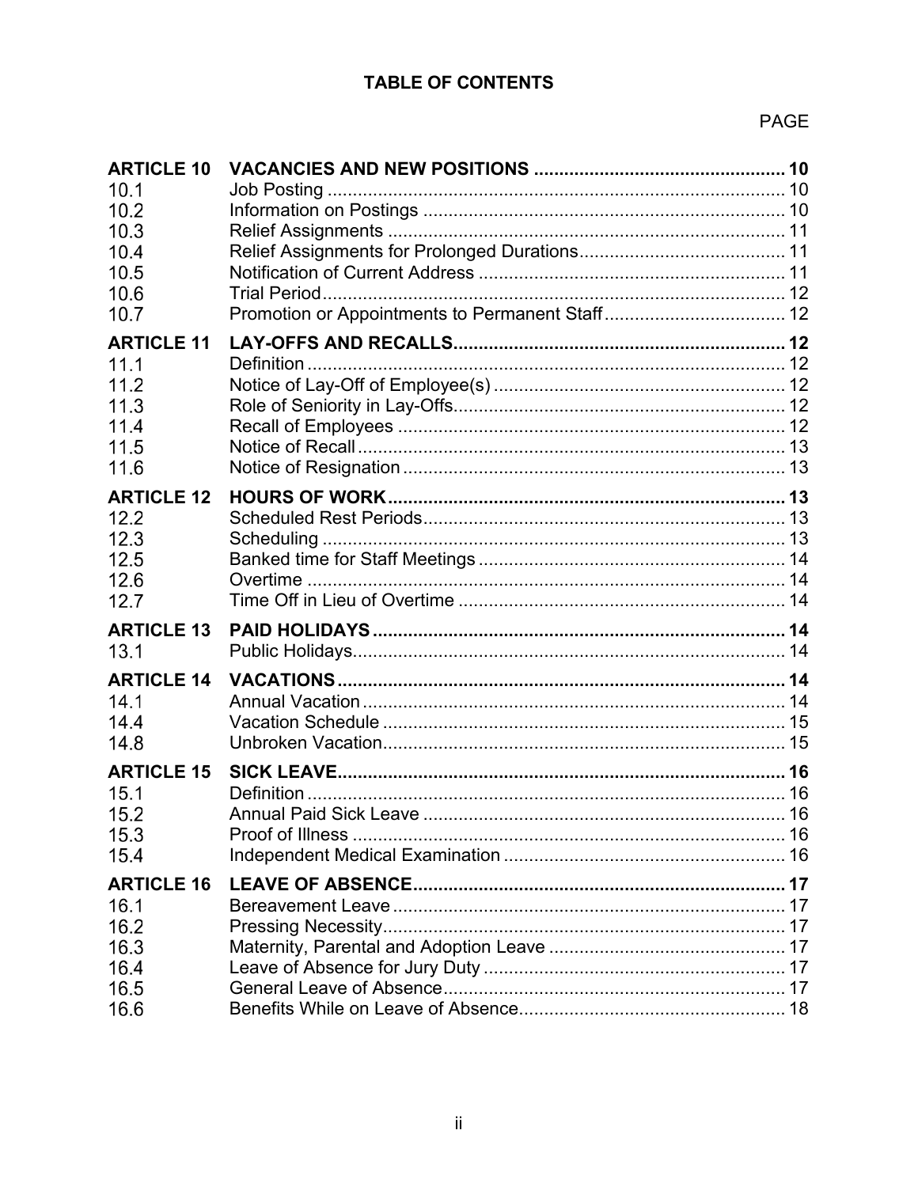# TABLE OF CONTENTS

| | | PAGE |
|---|---|---|
| **ARTICLE 10** | **VACANCIES AND NEW POSITIONS** | **10** |
| 10.1 | Job Posting | 10 |
| 10.2 | Information on Postings | 10 |
| 10.3 | Relief Assignments | 11 |
| 10.4 | Relief Assignments for Prolonged Durations | 11 |
| 10.5 | Notification of Current Address | 11 |
| 10.6 | Trial Period | 12 |
| 10.7 | Promotion or Appointments to Permanent Staff | 12 |
| **ARTICLE 11** | **LAY-OFFS AND RECALLS** | **12** |
| 11.1 | Definition | 12 |
| 11.2 | Notice of Lay-Off of Employee(s) | 12 |
| 11.3 | Role of Seniority in Lay-Offs | 12 |
| 11.4 | Recall of Employees | 12 |
| 11.5 | Notice of Recall | 13 |
| 11.6 | Notice of Resignation | 13 |
| **ARTICLE 12** | **HOURS OF WORK** | **13** |
| 12.2 | Scheduled Rest Periods | 13 |
| 12.3 | Scheduling | 13 |
| 12.5 | Banked time for Staff Meetings | 14 |
| 12.6 | Overtime | 14 |
| 12.7 | Time Off in Lieu of Overtime | 14 |
| **ARTICLE 13** | **PAID HOLIDAYS** | **14** |
| 13.1 | Public Holidays | 14 |
| **ARTICLE 14** | **VACATIONS** | **14** |
| 14.1 | Annual Vacation | 14 |
| 14.4 | Vacation Schedule | 15 |
| 14.8 | Unbroken Vacation | 15 |
| **ARTICLE 15** | **SICK LEAVE** | **16** |
| 15.1 | Definition | 16 |
| 15.2 | Annual Paid Sick Leave | 16 |
| 15.3 | Proof of Illness | 16 |
| 15.4 | Independent Medical Examination | 16 |
| **ARTICLE 16** | **LEAVE OF ABSENCE** | **17** |
| 16.1 | Bereavement Leave | 17 |
| 16.2 | Pressing Necessity | 17 |
| 16.3 | Maternity, Parental and Adoption Leave | 17 |
| 16.4 | Leave of Absence for Jury Duty | 17 |
| 16.5 | General Leave of Absence | 17 |
| 16.6 | Benefits While on Leave of Absence | 18 |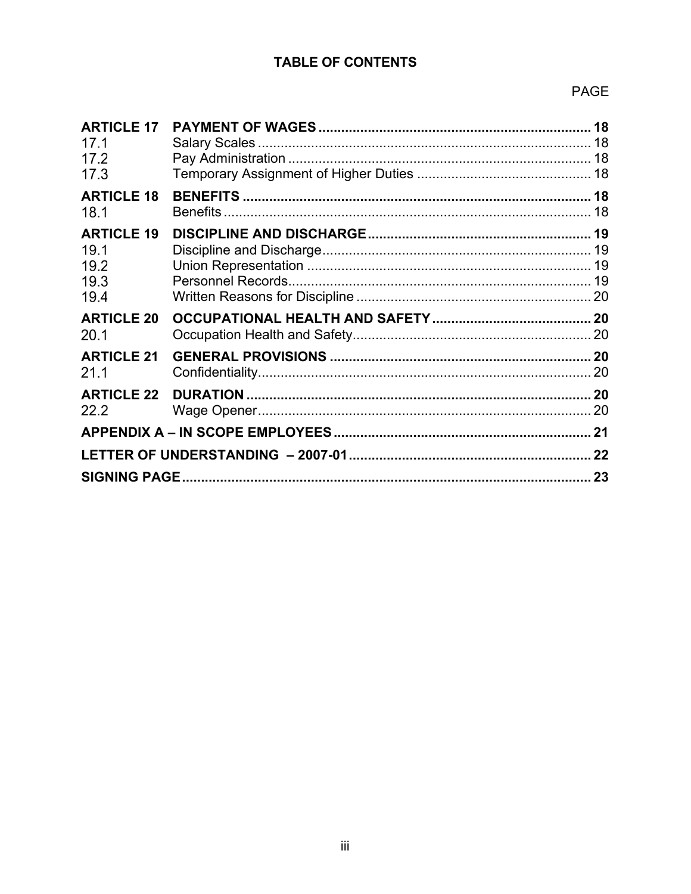**TABLE OF CONTENTS**

| | | PAGE |
|---|---|---|
| **ARTICLE 17** | **PAYMENT OF WAGES** | **18** |
| 17.1 | Salary Scales | 18 |
| 17.2 | Pay Administration | 18 |
| 17.3 | Temporary Assignment of Higher Duties | 18 |
| **ARTICLE 18** | **BENEFITS** | **18** |
| 18.1 | Benefits | 18 |
| **ARTICLE 19** | **DISCIPLINE AND DISCHARGE** | **19** |
| 19.1 | Discipline and Discharge | 19 |
| 19.2 | Union Representation | 19 |
| 19.3 | Personnel Records | 19 |
| 19.4 | Written Reasons for Discipline | 20 |
| **ARTICLE 20** | **OCCUPATIONAL HEALTH AND SAFETY** | **20** |
| 20.1 | Occupation Health and Safety | 20 |
| **ARTICLE 21** | **GENERAL PROVISIONS** | **20** |
| 21.1 | Confidentiality | 20 |
| **ARTICLE 22** | **DURATION** | **20** |
| 22.2 | Wage Opener | 20 |
| **APPENDIX A – IN SCOPE EMPLOYEES** | | **21** |
| **LETTER OF UNDERSTANDING – 2007-01** | | **22** |
| **SIGNING PAGE** | | **23** |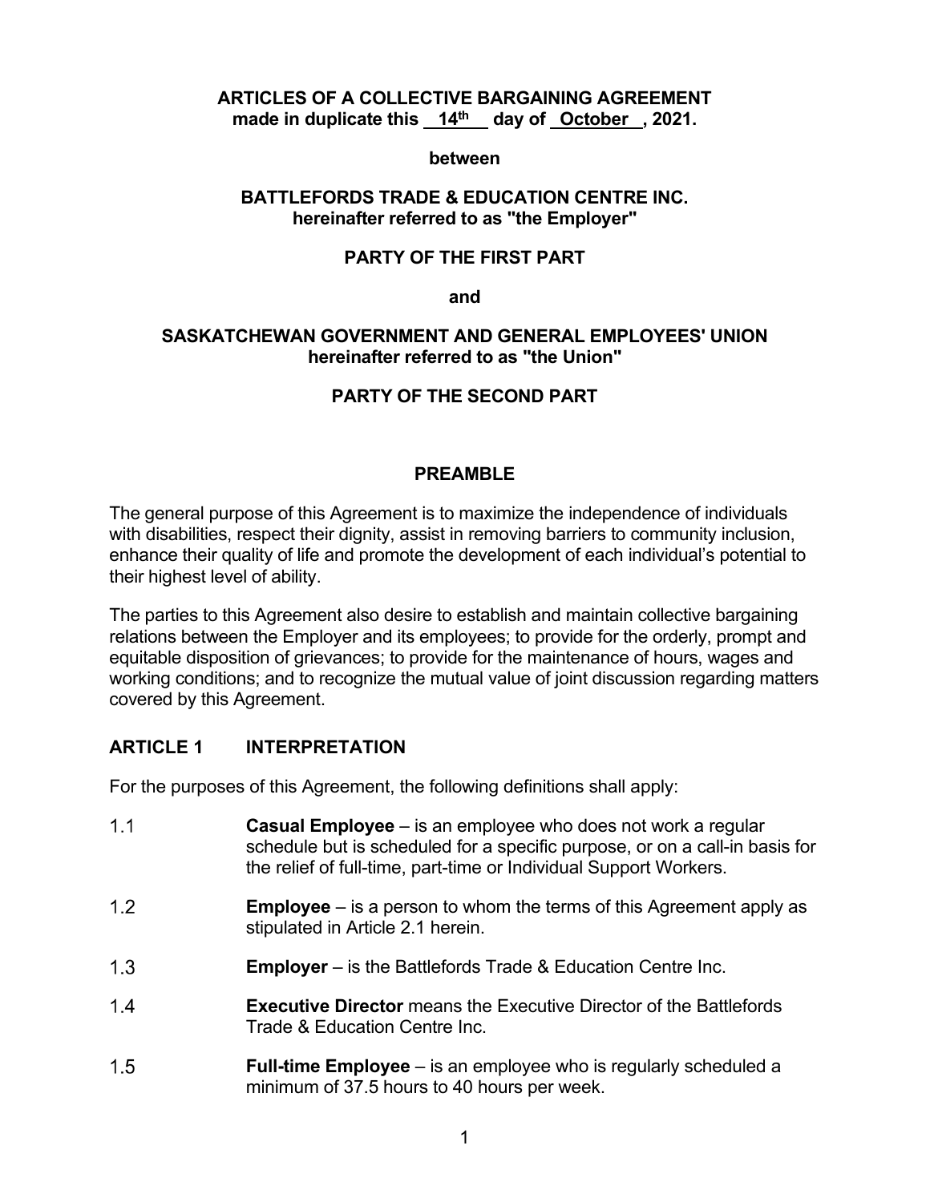**ARTICLES OF A COLLECTIVE BARGAINING AGREEMENT**
**made in duplicate this 14th day of October, 2021.**

**between**

**BATTLEFORDS TRADE & EDUCATION CENTRE INC.**
**hereinafter referred to as "the Employer"**

**PARTY OF THE FIRST PART**

**and**

**SASKATCHEWAN GOVERNMENT AND GENERAL EMPLOYEES' UNION**
**hereinafter referred to as "the Union"**

**PARTY OF THE SECOND PART**

## PREAMBLE

The general purpose of this Agreement is to maximize the independence of individuals with disabilities, respect their dignity, assist in removing barriers to community inclusion, enhance their quality of life and promote the development of each individual's potential to their highest level of ability.

The parties to this Agreement also desire to establish and maintain collective bargaining relations between the Employer and its employees; to provide for the orderly, prompt and equitable disposition of grievances; to provide for the maintenance of hours, wages and working conditions; and to recognize the mutual value of joint discussion regarding matters covered by this Agreement.

## ARTICLE 1 INTERPRETATION

For the purposes of this Agreement, the following definitions shall apply:

1.1 **Casual Employee** – is an employee who does not work a regular schedule but is scheduled for a specific purpose, or on a call-in basis for the relief of full-time, part-time or Individual Support Workers.

1.2 **Employee** – is a person to whom the terms of this Agreement apply as stipulated in Article 2.1 herein.

1.3 **Employer** – is the Battlefords Trade & Education Centre Inc.

1.4 **Executive Director** means the Executive Director of the Battlefords Trade & Education Centre Inc.

1.5 **Full-time Employee** – is an employee who is regularly scheduled a minimum of 37.5 hours to 40 hours per week.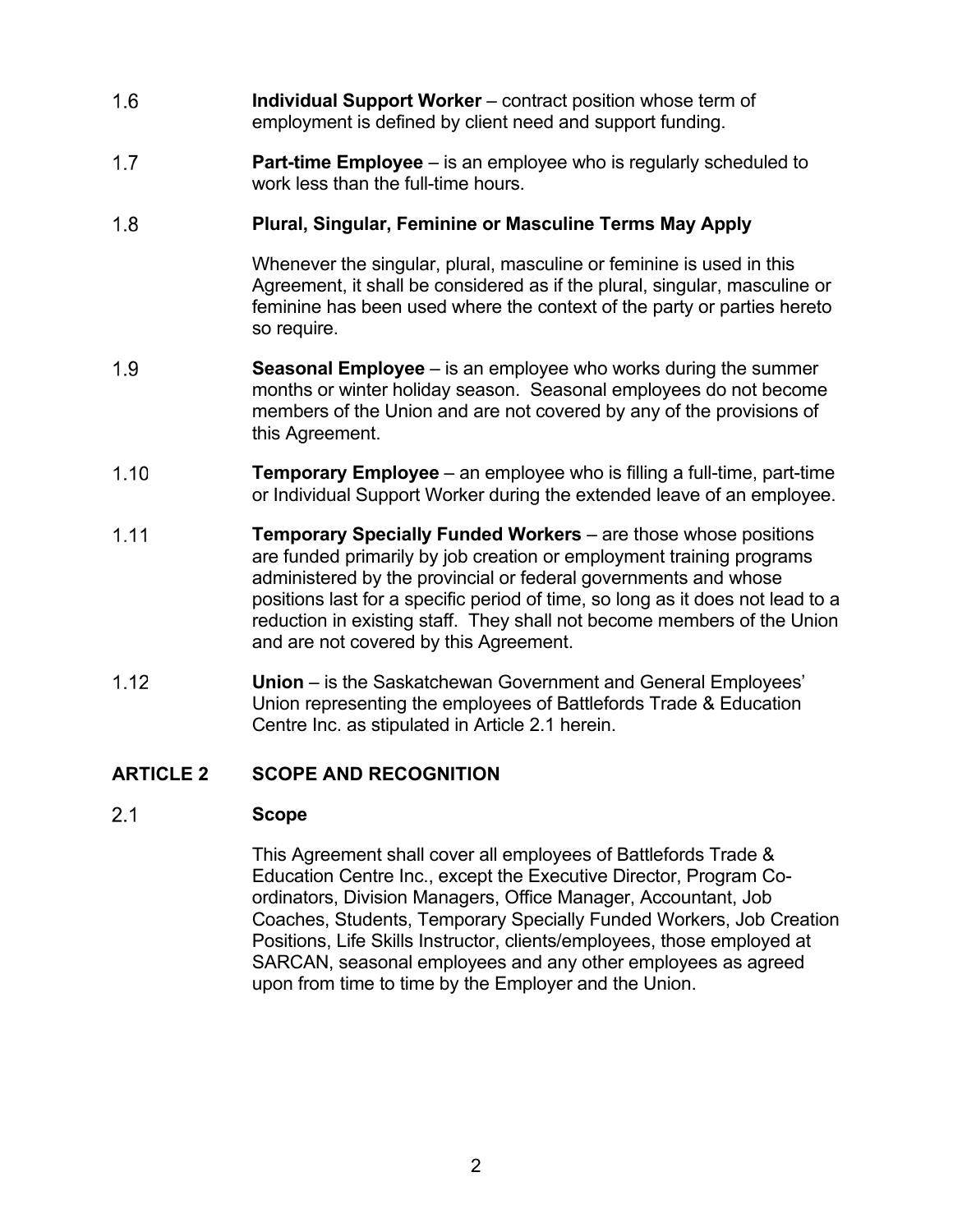1.6 **Individual Support Worker** – contract position whose term of employment is defined by client need and support funding.

1.7 **Part-time Employee** – is an employee who is regularly scheduled to work less than the full-time hours.

1.8 **Plural, Singular, Feminine or Masculine Terms May Apply**

Whenever the singular, plural, masculine or feminine is used in this Agreement, it shall be considered as if the plural, singular, masculine or feminine has been used where the context of the party or parties hereto so require.

1.9 **Seasonal Employee** – is an employee who works during the summer months or winter holiday season. Seasonal employees do not become members of the Union and are not covered by any of the provisions of this Agreement.

1.10 **Temporary Employee** – an employee who is filling a full-time, part-time or Individual Support Worker during the extended leave of an employee.

1.11 **Temporary Specially Funded Workers** – are those whose positions are funded primarily by job creation or employment training programs administered by the provincial or federal governments and whose positions last for a specific period of time, so long as it does not lead to a reduction in existing staff. They shall not become members of the Union and are not covered by this Agreement.

1.12 **Union** – is the Saskatchewan Government and General Employees' Union representing the employees of Battlefords Trade & Education Centre Inc. as stipulated in Article 2.1 herein.

## ARTICLE 2 SCOPE AND RECOGNITION

### 2.1 Scope

This Agreement shall cover all employees of Battlefords Trade & Education Centre Inc., except the Executive Director, Program Co-ordinators, Division Managers, Office Manager, Accountant, Job Coaches, Students, Temporary Specially Funded Workers, Job Creation Positions, Life Skills Instructor, clients/employees, those employed at SARCAN, seasonal employees and any other employees as agreed upon from time to time by the Employer and the Union.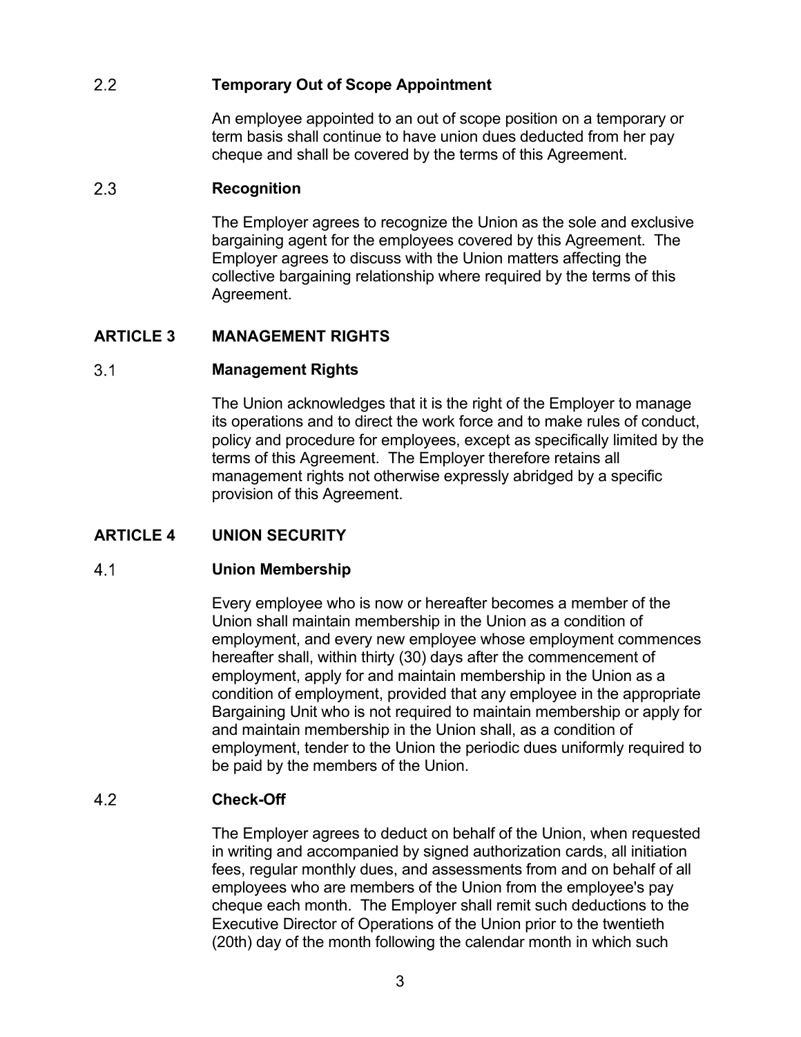### 2.2 Temporary Out of Scope Appointment

An employee appointed to an out of scope position on a temporary or term basis shall continue to have union dues deducted from her pay cheque and shall be covered by the terms of this Agreement.

### 2.3 Recognition

The Employer agrees to recognize the Union as the sole and exclusive bargaining agent for the employees covered by this Agreement. The Employer agrees to discuss with the Union matters affecting the collective bargaining relationship where required by the terms of this Agreement.

## ARTICLE 3 MANAGEMENT RIGHTS

### 3.1 Management Rights

The Union acknowledges that it is the right of the Employer to manage its operations and to direct the work force and to make rules of conduct, policy and procedure for employees, except as specifically limited by the terms of this Agreement. The Employer therefore retains all management rights not otherwise expressly abridged by a specific provision of this Agreement.

## ARTICLE 4 UNION SECURITY

### 4.1 Union Membership

Every employee who is now or hereafter becomes a member of the Union shall maintain membership in the Union as a condition of employment, and every new employee whose employment commences hereafter shall, within thirty (30) days after the commencement of employment, apply for and maintain membership in the Union as a condition of employment, provided that any employee in the appropriate Bargaining Unit who is not required to maintain membership or apply for and maintain membership in the Union shall, as a condition of employment, tender to the Union the periodic dues uniformly required to be paid by the members of the Union.

### 4.2 Check-Off

The Employer agrees to deduct on behalf of the Union, when requested in writing and accompanied by signed authorization cards, all initiation fees, regular monthly dues, and assessments from and on behalf of all employees who are members of the Union from the employee's pay cheque each month. The Employer shall remit such deductions to the Executive Director of Operations of the Union prior to the twentieth (20th) day of the month following the calendar month in which such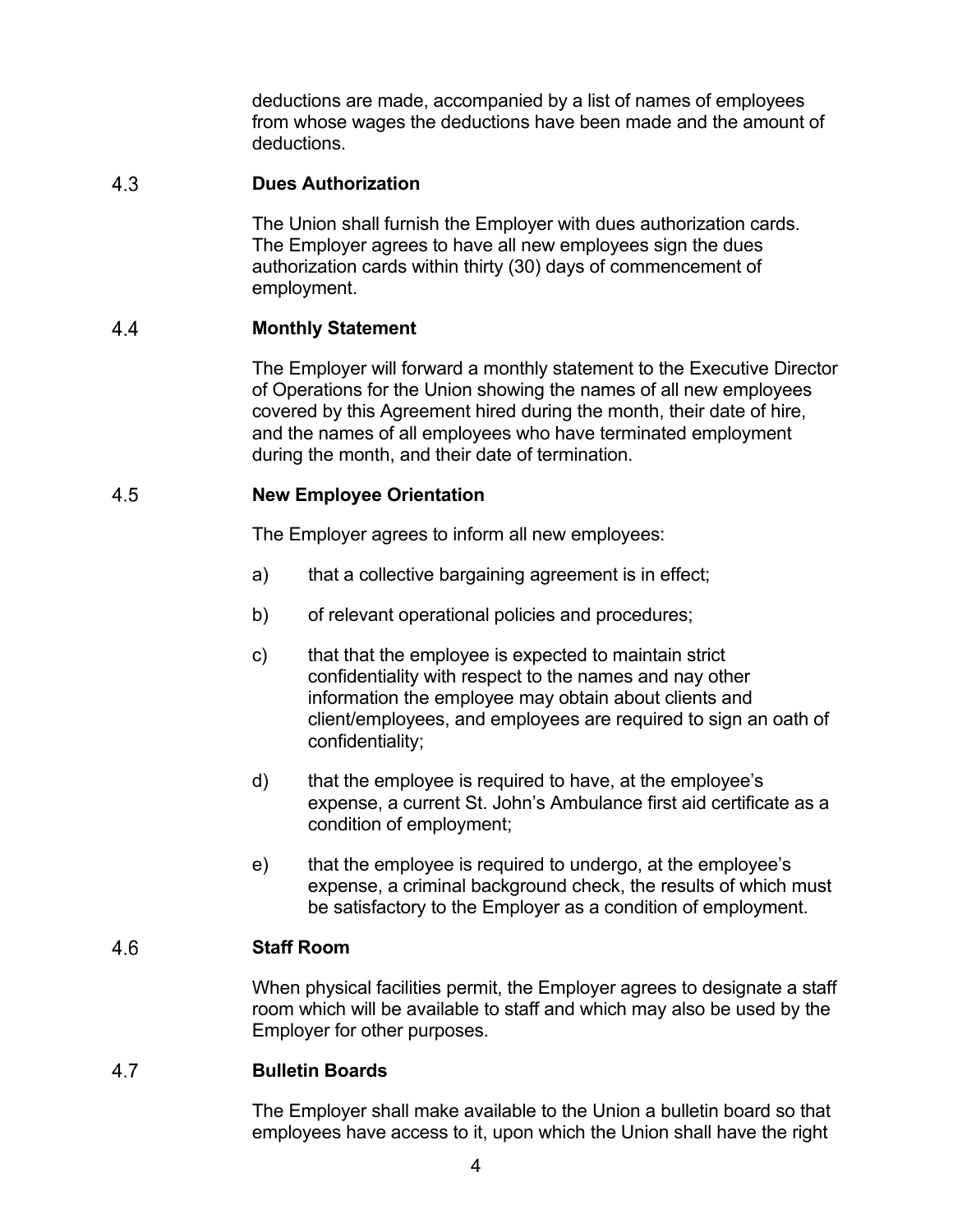deductions are made, accompanied by a list of names of employees from whose wages the deductions have been made and the amount of deductions.

## 4.3 Dues Authorization

The Union shall furnish the Employer with dues authorization cards. The Employer agrees to have all new employees sign the dues authorization cards within thirty (30) days of commencement of employment.

## 4.4 Monthly Statement

The Employer will forward a monthly statement to the Executive Director of Operations for the Union showing the names of all new employees covered by this Agreement hired during the month, their date of hire, and the names of all employees who have terminated employment during the month, and their date of termination.

## 4.5 New Employee Orientation

The Employer agrees to inform all new employees:

a) that a collective bargaining agreement is in effect;

b) of relevant operational policies and procedures;

c) that that the employee is expected to maintain strict confidentiality with respect to the names and nay other information the employee may obtain about clients and client/employees, and employees are required to sign an oath of confidentiality;

d) that the employee is required to have, at the employee's expense, a current St. John's Ambulance first aid certificate as a condition of employment;

e) that the employee is required to undergo, at the employee's expense, a criminal background check, the results of which must be satisfactory to the Employer as a condition of employment.

## 4.6 Staff Room

When physical facilities permit, the Employer agrees to designate a staff room which will be available to staff and which may also be used by the Employer for other purposes.

## 4.7 Bulletin Boards

The Employer shall make available to the Union a bulletin board so that employees have access to it, upon which the Union shall have the right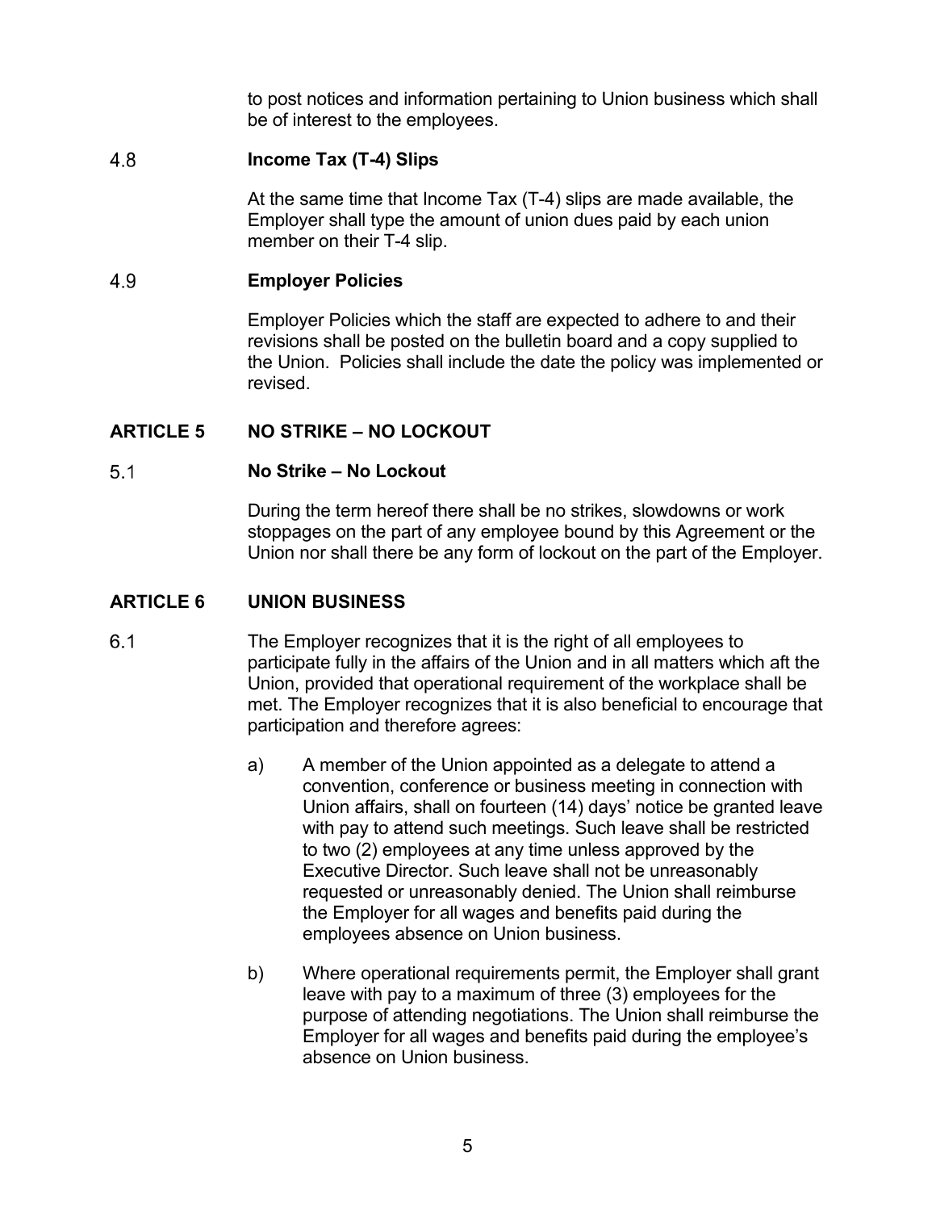to post notices and information pertaining to Union business which shall be of interest to the employees.

### 4.8 Income Tax (T-4) Slips

At the same time that Income Tax (T-4) slips are made available, the Employer shall type the amount of union dues paid by each union member on their T-4 slip.

### 4.9 Employer Policies

Employer Policies which the staff are expected to adhere to and their revisions shall be posted on the bulletin board and a copy supplied to the Union. Policies shall include the date the policy was implemented or revised.

## ARTICLE 5 NO STRIKE – NO LOCKOUT

### 5.1 No Strike – No Lockout

During the term hereof there shall be no strikes, slowdowns or work stoppages on the part of any employee bound by this Agreement or the Union nor shall there be any form of lockout on the part of the Employer.

## ARTICLE 6 UNION BUSINESS

6.1 The Employer recognizes that it is the right of all employees to participate fully in the affairs of the Union and in all matters which aft the Union, provided that operational requirement of the workplace shall be met. The Employer recognizes that it is also beneficial to encourage that participation and therefore agrees:

a) A member of the Union appointed as a delegate to attend a convention, conference or business meeting in connection with Union affairs, shall on fourteen (14) days' notice be granted leave with pay to attend such meetings. Such leave shall be restricted to two (2) employees at any time unless approved by the Executive Director. Such leave shall not be unreasonably requested or unreasonably denied. The Union shall reimburse the Employer for all wages and benefits paid during the employees absence on Union business.

b) Where operational requirements permit, the Employer shall grant leave with pay to a maximum of three (3) employees for the purpose of attending negotiations. The Union shall reimburse the Employer for all wages and benefits paid during the employee's absence on Union business.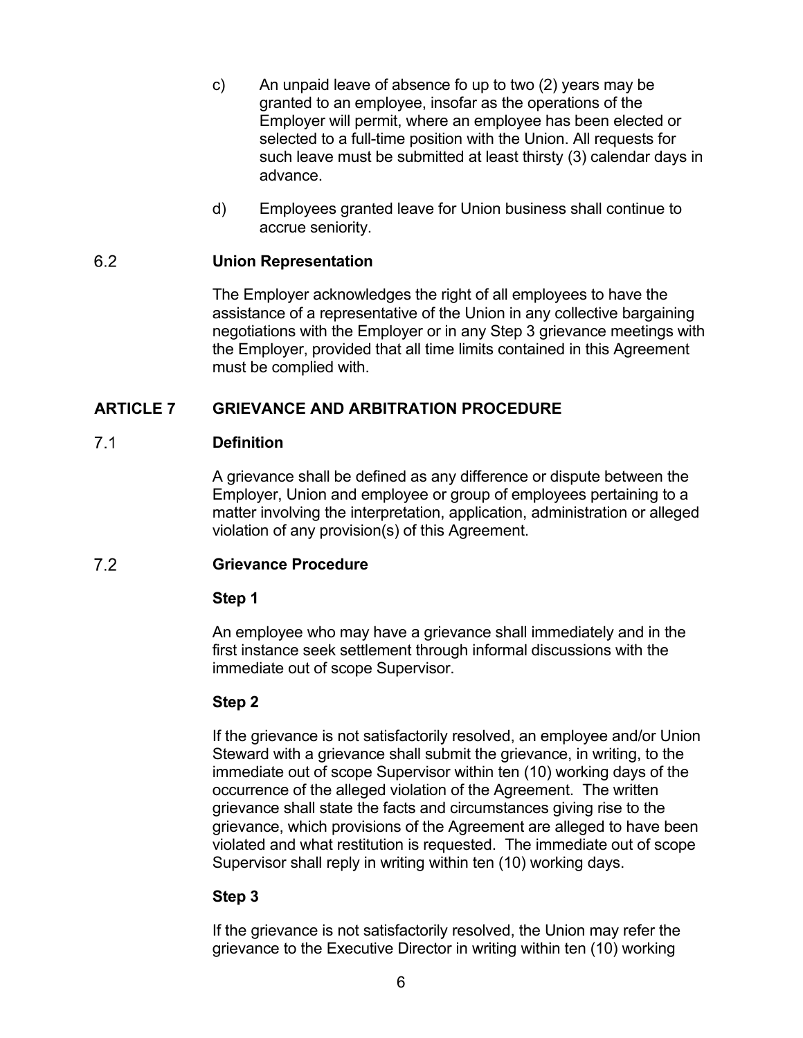c) An unpaid leave of absence fo up to two (2) years may be granted to an employee, insofar as the operations of the Employer will permit, where an employee has been elected or selected to a full-time position with the Union. All requests for such leave must be submitted at least thirsty (3) calendar days in advance.

d) Employees granted leave for Union business shall continue to accrue seniority.

### 6.2 Union Representation

The Employer acknowledges the right of all employees to have the assistance of a representative of the Union in any collective bargaining negotiations with the Employer or in any Step 3 grievance meetings with the Employer, provided that all time limits contained in this Agreement must be complied with.

## ARTICLE 7 GRIEVANCE AND ARBITRATION PROCEDURE

### 7.1 Definition

A grievance shall be defined as any difference or dispute between the Employer, Union and employee or group of employees pertaining to a matter involving the interpretation, application, administration or alleged violation of any provision(s) of this Agreement.

### 7.2 Grievance Procedure

**Step 1**

An employee who may have a grievance shall immediately and in the first instance seek settlement through informal discussions with the immediate out of scope Supervisor.

**Step 2**

If the grievance is not satisfactorily resolved, an employee and/or Union Steward with a grievance shall submit the grievance, in writing, to the immediate out of scope Supervisor within ten (10) working days of the occurrence of the alleged violation of the Agreement. The written grievance shall state the facts and circumstances giving rise to the grievance, which provisions of the Agreement are alleged to have been violated and what restitution is requested. The immediate out of scope Supervisor shall reply in writing within ten (10) working days.

**Step 3**

If the grievance is not satisfactorily resolved, the Union may refer the grievance to the Executive Director in writing within ten (10) working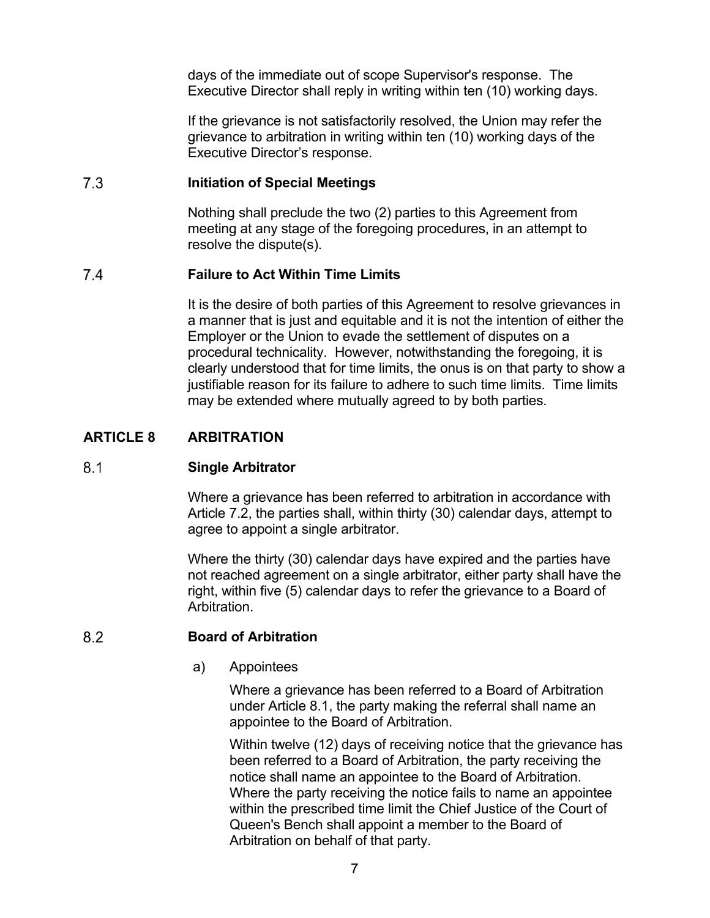days of the immediate out of scope Supervisor's response. The Executive Director shall reply in writing within ten (10) working days.

If the grievance is not satisfactorily resolved, the Union may refer the grievance to arbitration in writing within ten (10) working days of the Executive Director's response.

### 7.3 Initiation of Special Meetings

Nothing shall preclude the two (2) parties to this Agreement from meeting at any stage of the foregoing procedures, in an attempt to resolve the dispute(s).

### 7.4 Failure to Act Within Time Limits

It is the desire of both parties of this Agreement to resolve grievances in a manner that is just and equitable and it is not the intention of either the Employer or the Union to evade the settlement of disputes on a procedural technicality. However, notwithstanding the foregoing, it is clearly understood that for time limits, the onus is on that party to show a justifiable reason for its failure to adhere to such time limits. Time limits may be extended where mutually agreed to by both parties.

## ARTICLE 8 ARBITRATION

### 8.1 Single Arbitrator

Where a grievance has been referred to arbitration in accordance with Article 7.2, the parties shall, within thirty (30) calendar days, attempt to agree to appoint a single arbitrator.

Where the thirty (30) calendar days have expired and the parties have not reached agreement on a single arbitrator, either party shall have the right, within five (5) calendar days to refer the grievance to a Board of Arbitration.

### 8.2 Board of Arbitration

a) Appointees

Where a grievance has been referred to a Board of Arbitration under Article 8.1, the party making the referral shall name an appointee to the Board of Arbitration.

Within twelve (12) days of receiving notice that the grievance has been referred to a Board of Arbitration, the party receiving the notice shall name an appointee to the Board of Arbitration. Where the party receiving the notice fails to name an appointee within the prescribed time limit the Chief Justice of the Court of Queen's Bench shall appoint a member to the Board of Arbitration on behalf of that party.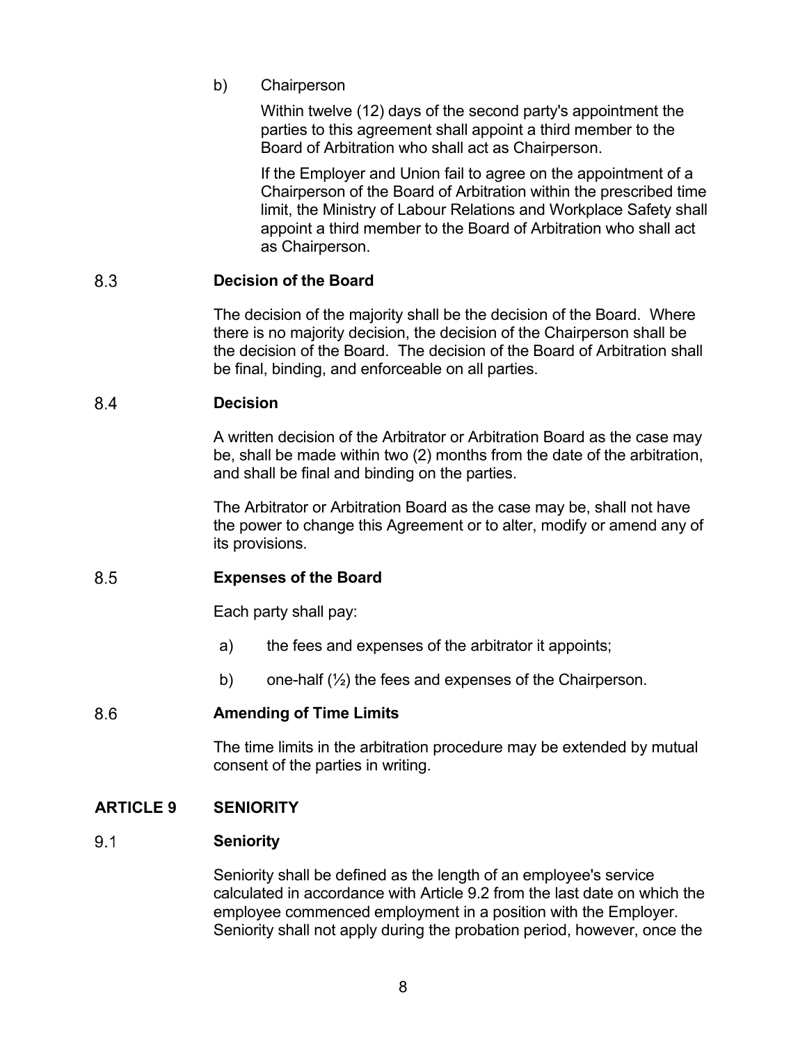b) Chairperson

Within twelve (12) days of the second party's appointment the parties to this agreement shall appoint a third member to the Board of Arbitration who shall act as Chairperson.

If the Employer and Union fail to agree on the appointment of a Chairperson of the Board of Arbitration within the prescribed time limit, the Ministry of Labour Relations and Workplace Safety shall appoint a third member to the Board of Arbitration who shall act as Chairperson.

### 8.3 Decision of the Board

The decision of the majority shall be the decision of the Board. Where there is no majority decision, the decision of the Chairperson shall be the decision of the Board. The decision of the Board of Arbitration shall be final, binding, and enforceable on all parties.

### 8.4 Decision

A written decision of the Arbitrator or Arbitration Board as the case may be, shall be made within two (2) months from the date of the arbitration, and shall be final and binding on the parties.

The Arbitrator or Arbitration Board as the case may be, shall not have the power to change this Agreement or to alter, modify or amend any of its provisions.

### 8.5 Expenses of the Board

Each party shall pay:

a) the fees and expenses of the arbitrator it appoints;

b) one-half (½) the fees and expenses of the Chairperson.

### 8.6 Amending of Time Limits

The time limits in the arbitration procedure may be extended by mutual consent of the parties in writing.

## ARTICLE 9 SENIORITY

### 9.1 Seniority

Seniority shall be defined as the length of an employee's service calculated in accordance with Article 9.2 from the last date on which the employee commenced employment in a position with the Employer. Seniority shall not apply during the probation period, however, once the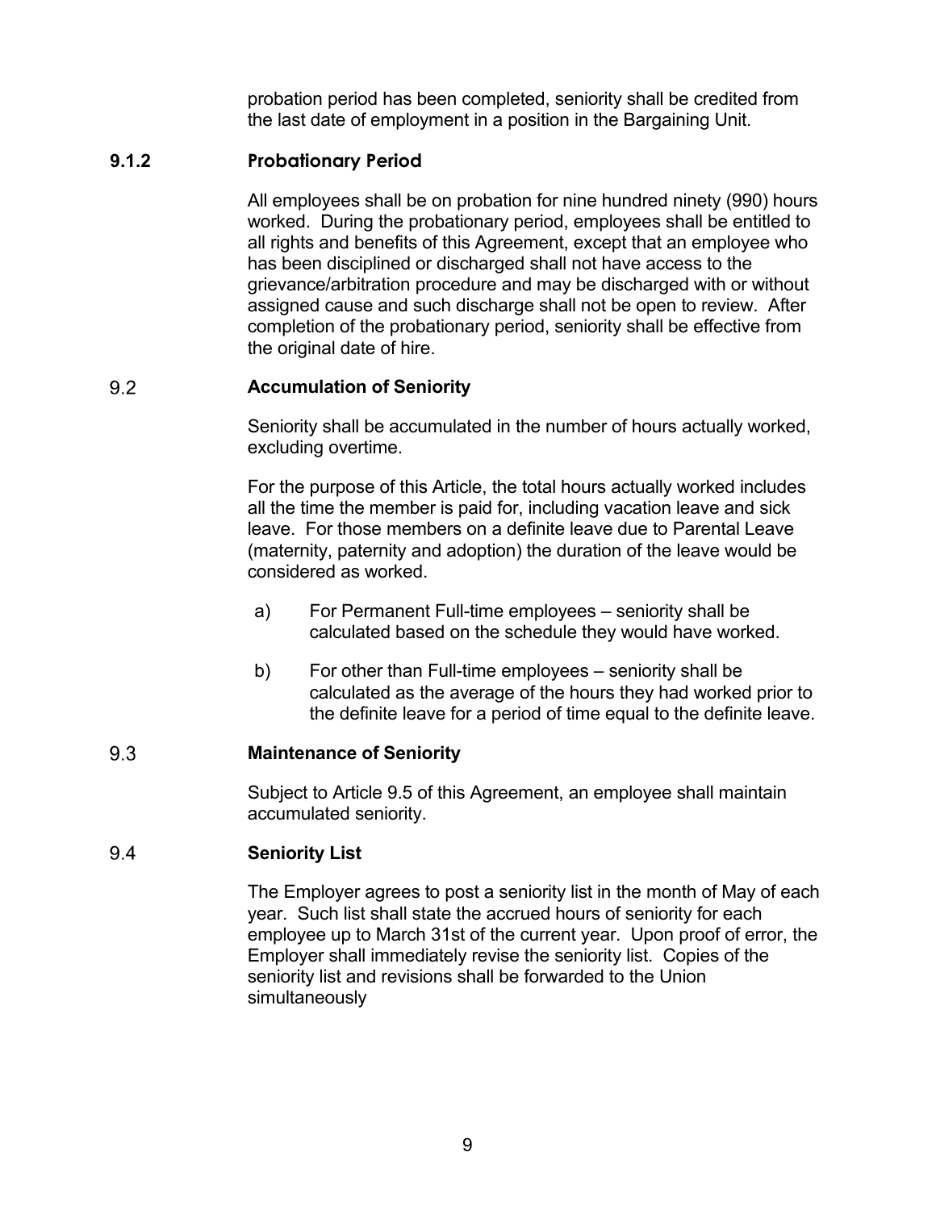probation period has been completed, seniority shall be credited from the last date of employment in a position in the Bargaining Unit.

### 9.1.2 Probationary Period

All employees shall be on probation for nine hundred ninety (990) hours worked. During the probationary period, employees shall be entitled to all rights and benefits of this Agreement, except that an employee who has been disciplined or discharged shall not have access to the grievance/arbitration procedure and may be discharged with or without assigned cause and such discharge shall not be open to review. After completion of the probationary period, seniority shall be effective from the original date of hire.

## 9.2 Accumulation of Seniority

Seniority shall be accumulated in the number of hours actually worked, excluding overtime.

For the purpose of this Article, the total hours actually worked includes all the time the member is paid for, including vacation leave and sick leave. For those members on a definite leave due to Parental Leave (maternity, paternity and adoption) the duration of the leave would be considered as worked.

a) For Permanent Full-time employees – seniority shall be calculated based on the schedule they would have worked.

b) For other than Full-time employees – seniority shall be calculated as the average of the hours they had worked prior to the definite leave for a period of time equal to the definite leave.

## 9.3 Maintenance of Seniority

Subject to Article 9.5 of this Agreement, an employee shall maintain accumulated seniority.

## 9.4 Seniority List

The Employer agrees to post a seniority list in the month of May of each year. Such list shall state the accrued hours of seniority for each employee up to March 31st of the current year. Upon proof of error, the Employer shall immediately revise the seniority list. Copies of the seniority list and revisions shall be forwarded to the Union simultaneously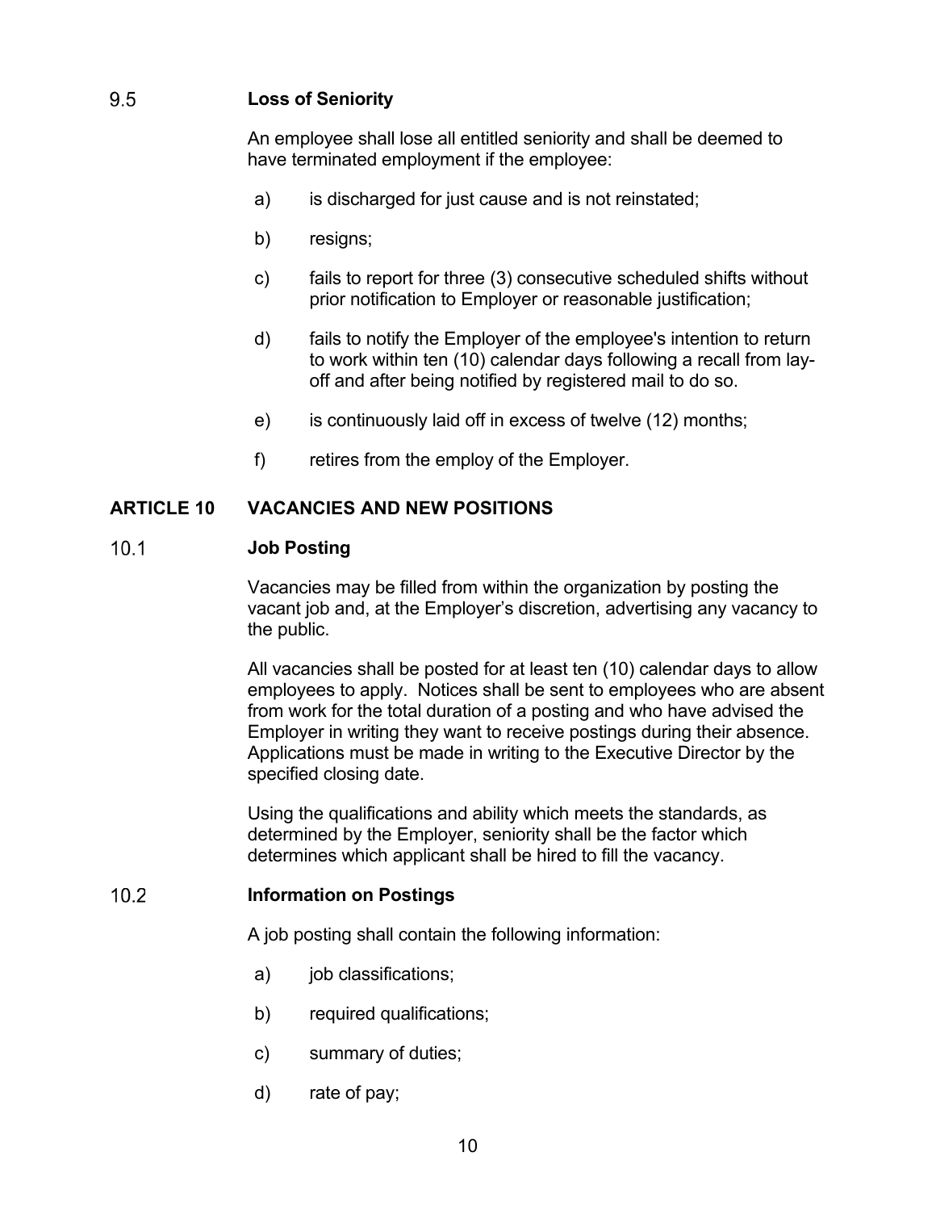### 9.5 Loss of Seniority

An employee shall lose all entitled seniority and shall be deemed to have terminated employment if the employee:

a) is discharged for just cause and is not reinstated;

b) resigns;

c) fails to report for three (3) consecutive scheduled shifts without prior notification to Employer or reasonable justification;

d) fails to notify the Employer of the employee's intention to return to work within ten (10) calendar days following a recall from lay-off and after being notified by registered mail to do so.

e) is continuously laid off in excess of twelve (12) months;

f) retires from the employ of the Employer.

## ARTICLE 10 VACANCIES AND NEW POSITIONS

### 10.1 Job Posting

Vacancies may be filled from within the organization by posting the vacant job and, at the Employer's discretion, advertising any vacancy to the public.

All vacancies shall be posted for at least ten (10) calendar days to allow employees to apply. Notices shall be sent to employees who are absent from work for the total duration of a posting and who have advised the Employer in writing they want to receive postings during their absence. Applications must be made in writing to the Executive Director by the specified closing date.

Using the qualifications and ability which meets the standards, as determined by the Employer, seniority shall be the factor which determines which applicant shall be hired to fill the vacancy.

### 10.2 Information on Postings

A job posting shall contain the following information:

a) job classifications;

b) required qualifications;

c) summary of duties;

d) rate of pay;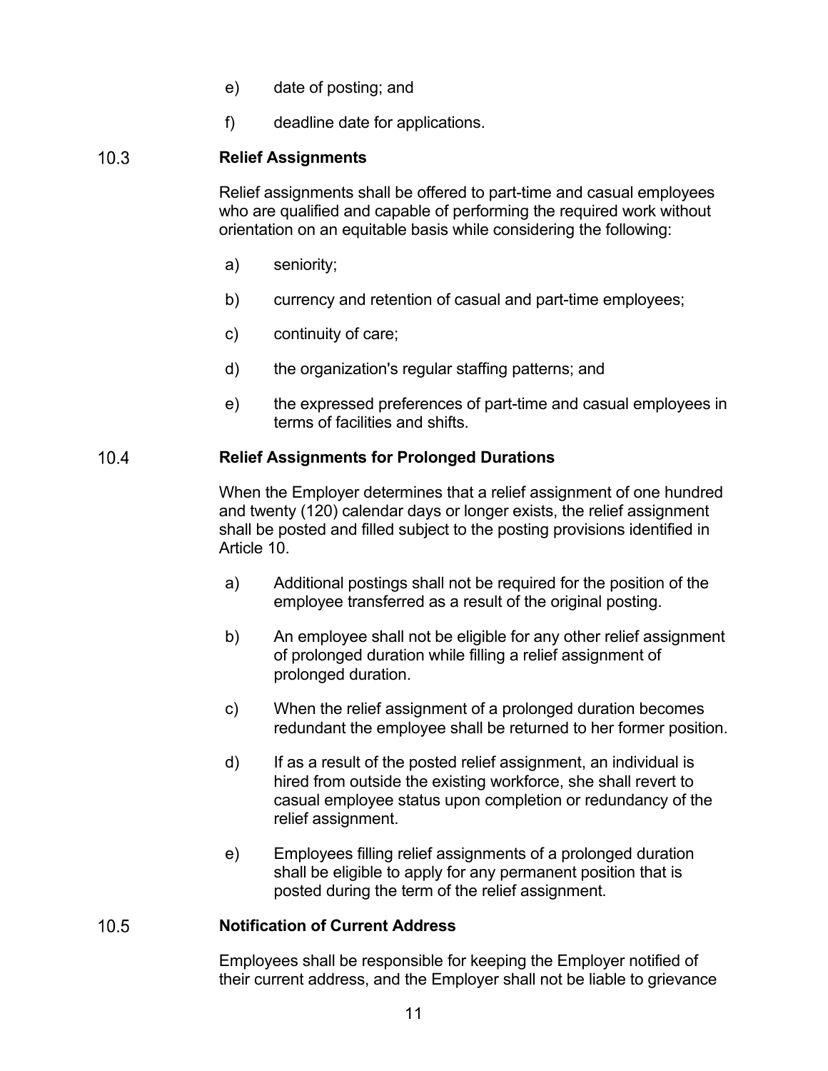e) date of posting; and

f) deadline date for applications.

### 10.3 Relief Assignments

Relief assignments shall be offered to part-time and casual employees who are qualified and capable of performing the required work without orientation on an equitable basis while considering the following:

a) seniority;

b) currency and retention of casual and part-time employees;

c) continuity of care;

d) the organization's regular staffing patterns; and

e) the expressed preferences of part-time and casual employees in terms of facilities and shifts.

### 10.4 Relief Assignments for Prolonged Durations

When the Employer determines that a relief assignment of one hundred and twenty (120) calendar days or longer exists, the relief assignment shall be posted and filled subject to the posting provisions identified in Article 10.

a) Additional postings shall not be required for the position of the employee transferred as a result of the original posting.

b) An employee shall not be eligible for any other relief assignment of prolonged duration while filling a relief assignment of prolonged duration.

c) When the relief assignment of a prolonged duration becomes redundant the employee shall be returned to her former position.

d) If as a result of the posted relief assignment, an individual is hired from outside the existing workforce, she shall revert to casual employee status upon completion or redundancy of the relief assignment.

e) Employees filling relief assignments of a prolonged duration shall be eligible to apply for any permanent position that is posted during the term of the relief assignment.

### 10.5 Notification of Current Address

Employees shall be responsible for keeping the Employer notified of their current address, and the Employer shall not be liable to grievance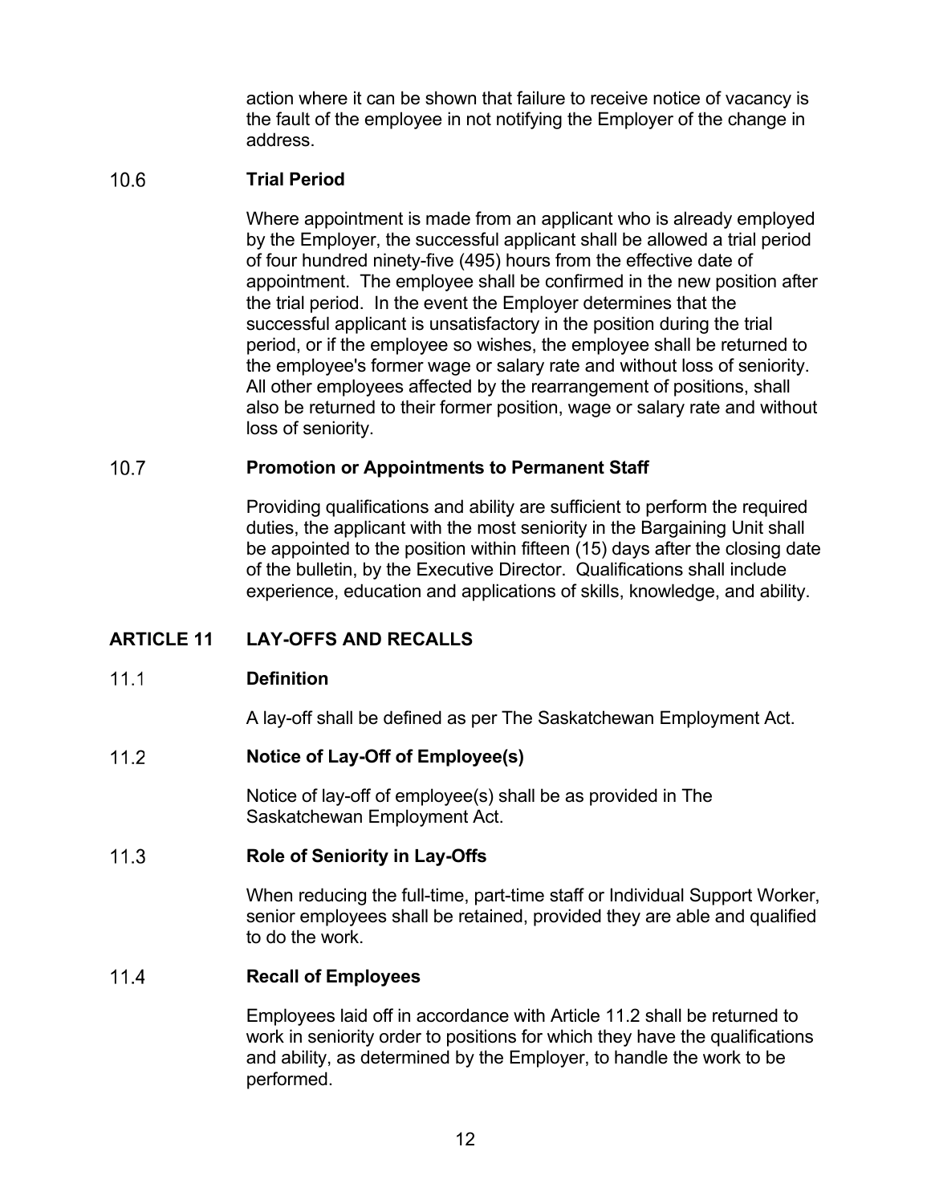action where it can be shown that failure to receive notice of vacancy is the fault of the employee in not notifying the Employer of the change in address.

### 10.6 Trial Period

Where appointment is made from an applicant who is already employed by the Employer, the successful applicant shall be allowed a trial period of four hundred ninety-five (495) hours from the effective date of appointment. The employee shall be confirmed in the new position after the trial period. In the event the Employer determines that the successful applicant is unsatisfactory in the position during the trial period, or if the employee so wishes, the employee shall be returned to the employee's former wage or salary rate and without loss of seniority. All other employees affected by the rearrangement of positions, shall also be returned to their former position, wage or salary rate and without loss of seniority.

### 10.7 Promotion or Appointments to Permanent Staff

Providing qualifications and ability are sufficient to perform the required duties, the applicant with the most seniority in the Bargaining Unit shall be appointed to the position within fifteen (15) days after the closing date of the bulletin, by the Executive Director. Qualifications shall include experience, education and applications of skills, knowledge, and ability.

## ARTICLE 11 LAY-OFFS AND RECALLS

### 11.1 Definition

A lay-off shall be defined as per The Saskatchewan Employment Act.

### 11.2 Notice of Lay-Off of Employee(s)

Notice of lay-off of employee(s) shall be as provided in The Saskatchewan Employment Act.

### 11.3 Role of Seniority in Lay-Offs

When reducing the full-time, part-time staff or Individual Support Worker, senior employees shall be retained, provided they are able and qualified to do the work.

### 11.4 Recall of Employees

Employees laid off in accordance with Article 11.2 shall be returned to work in seniority order to positions for which they have the qualifications and ability, as determined by the Employer, to handle the work to be performed.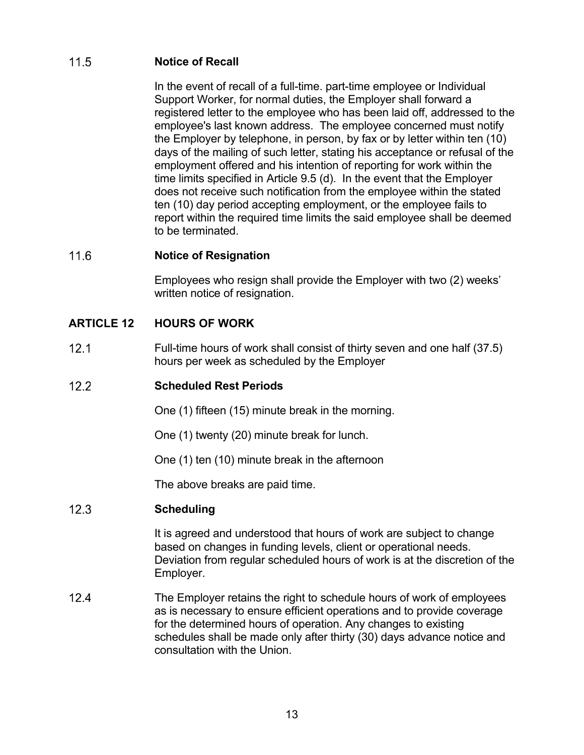### 11.5 Notice of Recall

In the event of recall of a full-time. part-time employee or Individual Support Worker, for normal duties, the Employer shall forward a registered letter to the employee who has been laid off, addressed to the employee's last known address. The employee concerned must notify the Employer by telephone, in person, by fax or by letter within ten (10) days of the mailing of such letter, stating his acceptance or refusal of the employment offered and his intention of reporting for work within the time limits specified in Article 9.5 (d). In the event that the Employer does not receive such notification from the employee within the stated ten (10) day period accepting employment, or the employee fails to report within the required time limits the said employee shall be deemed to be terminated.

### 11.6 Notice of Resignation

Employees who resign shall provide the Employer with two (2) weeks' written notice of resignation.

## ARTICLE 12 HOURS OF WORK

12.1 Full-time hours of work shall consist of thirty seven and one half (37.5) hours per week as scheduled by the Employer

### 12.2 Scheduled Rest Periods

One (1) fifteen (15) minute break in the morning.

One (1) twenty (20) minute break for lunch.

One (1) ten (10) minute break in the afternoon

The above breaks are paid time.

### 12.3 Scheduling

It is agreed and understood that hours of work are subject to change based on changes in funding levels, client or operational needs. Deviation from regular scheduled hours of work is at the discretion of the Employer.

12.4 The Employer retains the right to schedule hours of work of employees as is necessary to ensure efficient operations and to provide coverage for the determined hours of operation. Any changes to existing schedules shall be made only after thirty (30) days advance notice and consultation with the Union.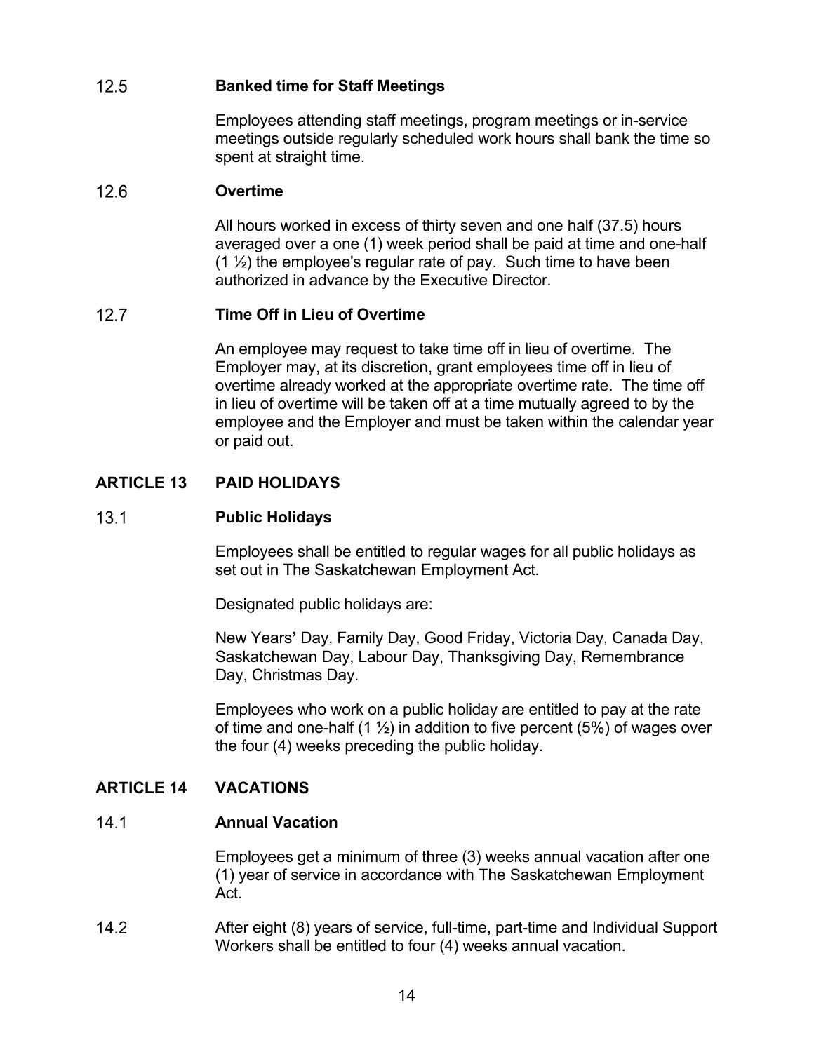### 12.5 Banked time for Staff Meetings

Employees attending staff meetings, program meetings or in-service meetings outside regularly scheduled work hours shall bank the time so spent at straight time.

### 12.6 Overtime

All hours worked in excess of thirty seven and one half (37.5) hours averaged over a one (1) week period shall be paid at time and one-half (1 ½) the employee's regular rate of pay. Such time to have been authorized in advance by the Executive Director.

### 12.7 Time Off in Lieu of Overtime

An employee may request to take time off in lieu of overtime. The Employer may, at its discretion, grant employees time off in lieu of overtime already worked at the appropriate overtime rate. The time off in lieu of overtime will be taken off at a time mutually agreed to by the employee and the Employer and must be taken within the calendar year or paid out.

## ARTICLE 13 PAID HOLIDAYS

### 13.1 Public Holidays

Employees shall be entitled to regular wages for all public holidays as set out in The Saskatchewan Employment Act.

Designated public holidays are:

New Years' Day, Family Day, Good Friday, Victoria Day, Canada Day, Saskatchewan Day, Labour Day, Thanksgiving Day, Remembrance Day, Christmas Day.

Employees who work on a public holiday are entitled to pay at the rate of time and one-half (1 ½) in addition to five percent (5%) of wages over the four (4) weeks preceding the public holiday.

## ARTICLE 14 VACATIONS

### 14.1 Annual Vacation

Employees get a minimum of three (3) weeks annual vacation after one (1) year of service in accordance with The Saskatchewan Employment Act.

14.2 After eight (8) years of service, full-time, part-time and Individual Support Workers shall be entitled to four (4) weeks annual vacation.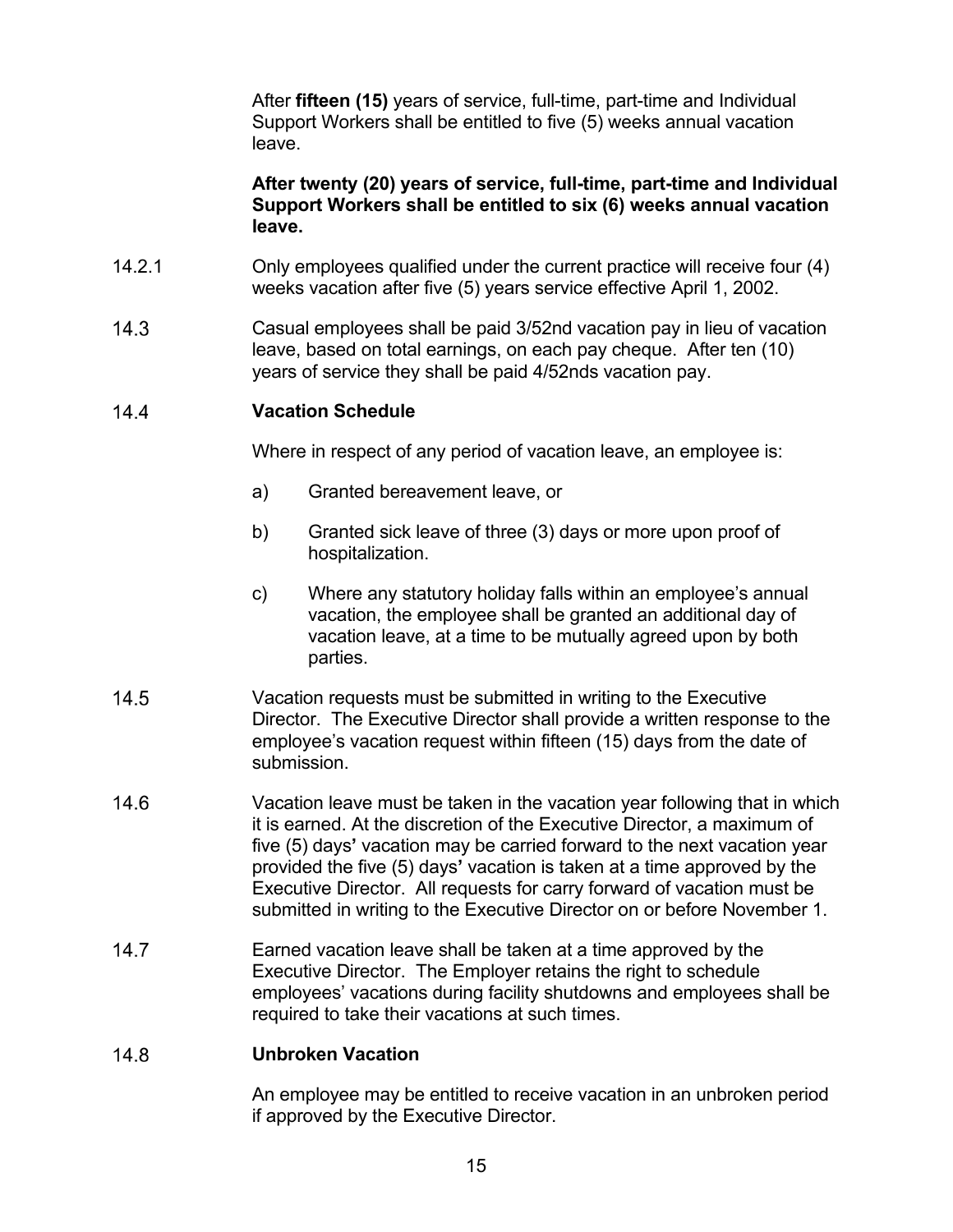After **fifteen (15)** years of service, full-time, part-time and Individual Support Workers shall be entitled to five (5) weeks annual vacation leave.

**After twenty (20) years of service, full-time, part-time and Individual Support Workers shall be entitled to six (6) weeks annual vacation leave.**

14.2.1 Only employees qualified under the current practice will receive four (4) weeks vacation after five (5) years service effective April 1, 2002.

14.3 Casual employees shall be paid 3/52nd vacation pay in lieu of vacation leave, based on total earnings, on each pay cheque. After ten (10) years of service they shall be paid 4/52nds vacation pay.

### 14.4 Vacation Schedule

Where in respect of any period of vacation leave, an employee is:

a) Granted bereavement leave, or

b) Granted sick leave of three (3) days or more upon proof of hospitalization.

c) Where any statutory holiday falls within an employee's annual vacation, the employee shall be granted an additional day of vacation leave, at a time to be mutually agreed upon by both parties.

14.5 Vacation requests must be submitted in writing to the Executive Director. The Executive Director shall provide a written response to the employee's vacation request within fifteen (15) days from the date of submission.

14.6 Vacation leave must be taken in the vacation year following that in which it is earned. At the discretion of the Executive Director, a maximum of five (5) days**'** vacation may be carried forward to the next vacation year provided the five (5) days**'** vacation is taken at a time approved by the Executive Director. All requests for carry forward of vacation must be submitted in writing to the Executive Director on or before November 1.

14.7 Earned vacation leave shall be taken at a time approved by the Executive Director. The Employer retains the right to schedule employees' vacations during facility shutdowns and employees shall be required to take their vacations at such times.

### 14.8 Unbroken Vacation

An employee may be entitled to receive vacation in an unbroken period if approved by the Executive Director.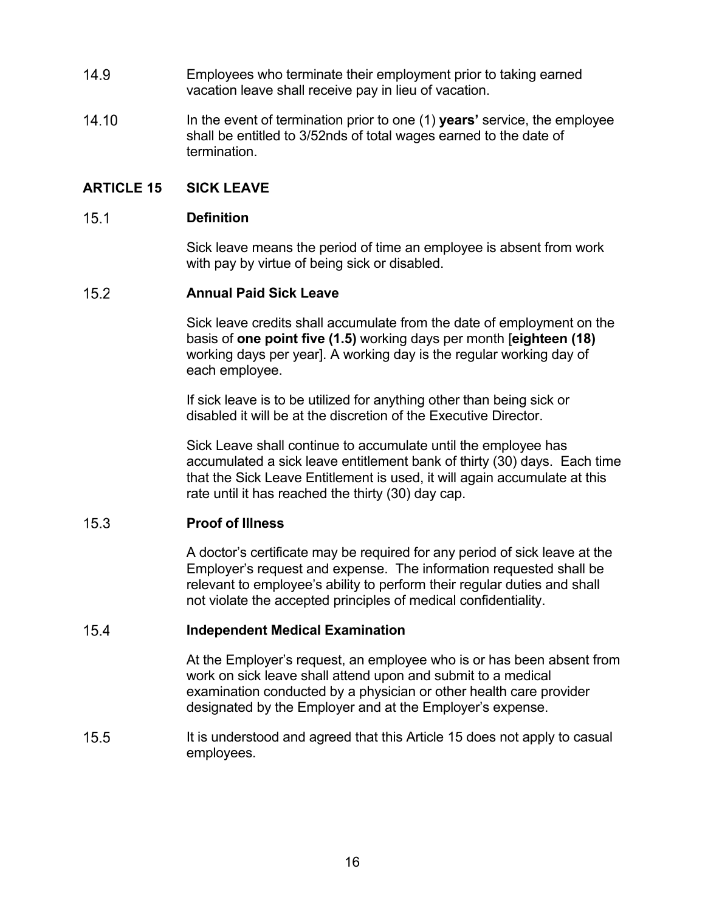14.9 Employees who terminate their employment prior to taking earned vacation leave shall receive pay in lieu of vacation.

14.10 In the event of termination prior to one (1) **years'** service, the employee shall be entitled to 3/52nds of total wages earned to the date of termination.

## ARTICLE 15 SICK LEAVE

### 15.1 Definition

Sick leave means the period of time an employee is absent from work with pay by virtue of being sick or disabled.

### 15.2 Annual Paid Sick Leave

Sick leave credits shall accumulate from the date of employment on the basis of **one point five (1.5)** working days per month [**eighteen (18)** working days per year]. A working day is the regular working day of each employee.

If sick leave is to be utilized for anything other than being sick or disabled it will be at the discretion of the Executive Director.

Sick Leave shall continue to accumulate until the employee has accumulated a sick leave entitlement bank of thirty (30) days. Each time that the Sick Leave Entitlement is used, it will again accumulate at this rate until it has reached the thirty (30) day cap.

### 15.3 Proof of Illness

A doctor's certificate may be required for any period of sick leave at the Employer's request and expense. The information requested shall be relevant to employee's ability to perform their regular duties and shall not violate the accepted principles of medical confidentiality.

### 15.4 Independent Medical Examination

At the Employer's request, an employee who is or has been absent from work on sick leave shall attend upon and submit to a medical examination conducted by a physician or other health care provider designated by the Employer and at the Employer's expense.

15.5 It is understood and agreed that this Article 15 does not apply to casual employees.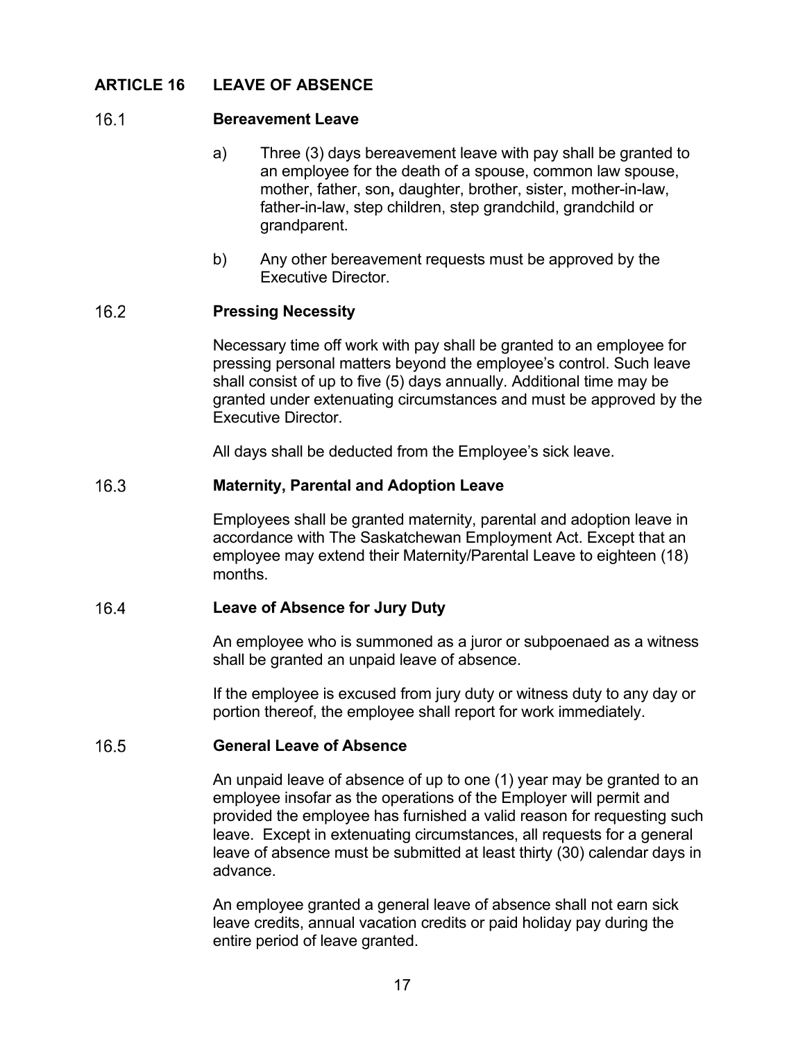## ARTICLE 16 LEAVE OF ABSENCE

### 16.1 Bereavement Leave

a) Three (3) days bereavement leave with pay shall be granted to an employee for the death of a spouse, common law spouse, mother, father, son, daughter, brother, sister, mother-in-law, father-in-law, step children, step grandchild, grandchild or grandparent.

b) Any other bereavement requests must be approved by the Executive Director.

### 16.2 Pressing Necessity

Necessary time off work with pay shall be granted to an employee for pressing personal matters beyond the employee's control. Such leave shall consist of up to five (5) days annually. Additional time may be granted under extenuating circumstances and must be approved by the Executive Director.

All days shall be deducted from the Employee's sick leave.

### 16.3 Maternity, Parental and Adoption Leave

Employees shall be granted maternity, parental and adoption leave in accordance with The Saskatchewan Employment Act. Except that an employee may extend their Maternity/Parental Leave to eighteen (18) months.

### 16.4 Leave of Absence for Jury Duty

An employee who is summoned as a juror or subpoenaed as a witness shall be granted an unpaid leave of absence.

If the employee is excused from jury duty or witness duty to any day or portion thereof, the employee shall report for work immediately.

### 16.5 General Leave of Absence

An unpaid leave of absence of up to one (1) year may be granted to an employee insofar as the operations of the Employer will permit and provided the employee has furnished a valid reason for requesting such leave. Except in extenuating circumstances, all requests for a general leave of absence must be submitted at least thirty (30) calendar days in advance.

An employee granted a general leave of absence shall not earn sick leave credits, annual vacation credits or paid holiday pay during the entire period of leave granted.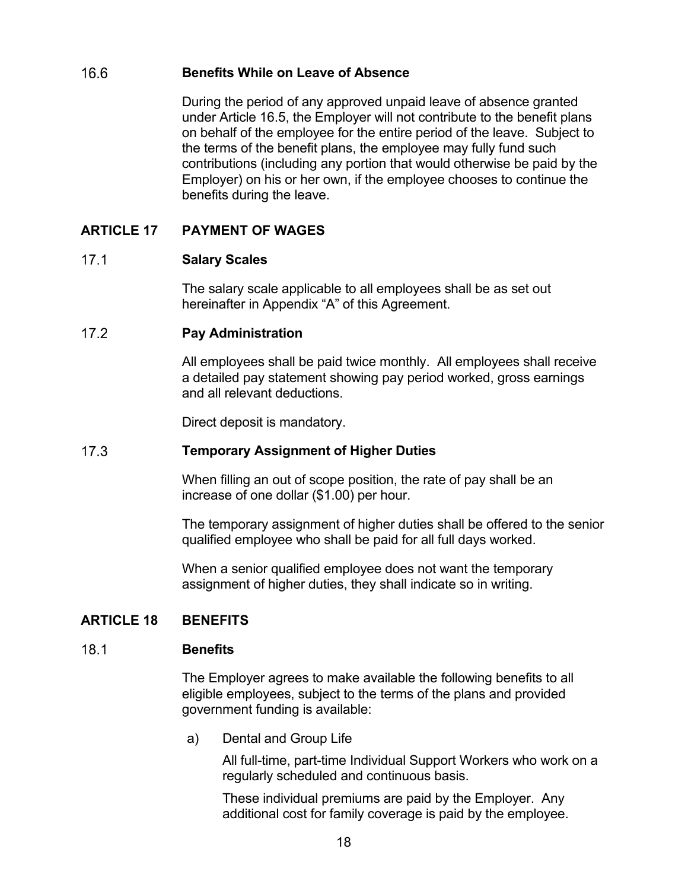### 16.6 Benefits While on Leave of Absence

During the period of any approved unpaid leave of absence granted under Article 16.5, the Employer will not contribute to the benefit plans on behalf of the employee for the entire period of the leave. Subject to the terms of the benefit plans, the employee may fully fund such contributions (including any portion that would otherwise be paid by the Employer) on his or her own, if the employee chooses to continue the benefits during the leave.

## ARTICLE 17 PAYMENT OF WAGES

### 17.1 Salary Scales

The salary scale applicable to all employees shall be as set out hereinafter in Appendix "A" of this Agreement.

### 17.2 Pay Administration

All employees shall be paid twice monthly. All employees shall receive a detailed pay statement showing pay period worked, gross earnings and all relevant deductions.

Direct deposit is mandatory.

### 17.3 Temporary Assignment of Higher Duties

When filling an out of scope position, the rate of pay shall be an increase of one dollar ($1.00) per hour.

The temporary assignment of higher duties shall be offered to the senior qualified employee who shall be paid for all full days worked.

When a senior qualified employee does not want the temporary assignment of higher duties, they shall indicate so in writing.

## ARTICLE 18 BENEFITS

### 18.1 Benefits

The Employer agrees to make available the following benefits to all eligible employees, subject to the terms of the plans and provided government funding is available:

a) Dental and Group Life

   All full-time, part-time Individual Support Workers who work on a regularly scheduled and continuous basis.

   These individual premiums are paid by the Employer. Any additional cost for family coverage is paid by the employee.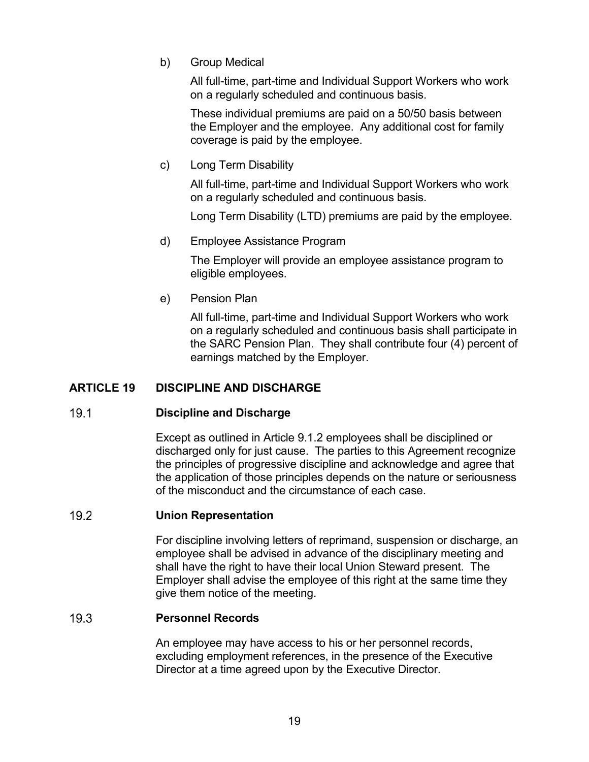b) Group Medical

All full-time, part-time and Individual Support Workers who work on a regularly scheduled and continuous basis.

These individual premiums are paid on a 50/50 basis between the Employer and the employee. Any additional cost for family coverage is paid by the employee.

c) Long Term Disability

All full-time, part-time and Individual Support Workers who work on a regularly scheduled and continuous basis.

Long Term Disability (LTD) premiums are paid by the employee.

d) Employee Assistance Program

The Employer will provide an employee assistance program to eligible employees.

e) Pension Plan

All full-time, part-time and Individual Support Workers who work on a regularly scheduled and continuous basis shall participate in the SARC Pension Plan. They shall contribute four (4) percent of earnings matched by the Employer.

## ARTICLE 19 DISCIPLINE AND DISCHARGE

### 19.1 Discipline and Discharge

Except as outlined in Article 9.1.2 employees shall be disciplined or discharged only for just cause. The parties to this Agreement recognize the principles of progressive discipline and acknowledge and agree that the application of those principles depends on the nature or seriousness of the misconduct and the circumstance of each case.

### 19.2 Union Representation

For discipline involving letters of reprimand, suspension or discharge, an employee shall be advised in advance of the disciplinary meeting and shall have the right to have their local Union Steward present. The Employer shall advise the employee of this right at the same time they give them notice of the meeting.

### 19.3 Personnel Records

An employee may have access to his or her personnel records, excluding employment references, in the presence of the Executive Director at a time agreed upon by the Executive Director.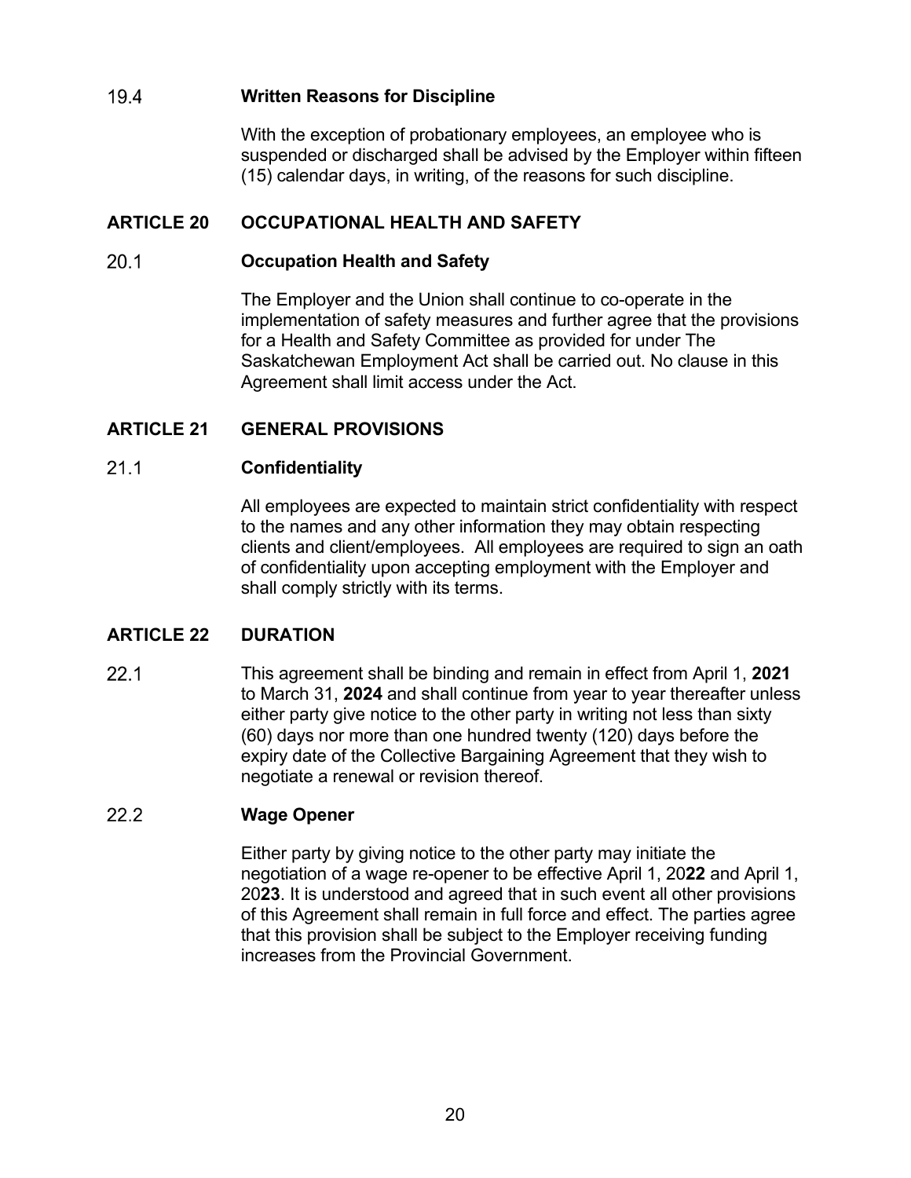### 19.4 Written Reasons for Discipline

With the exception of probationary employees, an employee who is suspended or discharged shall be advised by the Employer within fifteen (15) calendar days, in writing, of the reasons for such discipline.

## ARTICLE 20 OCCUPATIONAL HEALTH AND SAFETY

### 20.1 Occupation Health and Safety

The Employer and the Union shall continue to co-operate in the implementation of safety measures and further agree that the provisions for a Health and Safety Committee as provided for under The Saskatchewan Employment Act shall be carried out. No clause in this Agreement shall limit access under the Act.

## ARTICLE 21 GENERAL PROVISIONS

### 21.1 Confidentiality

All employees are expected to maintain strict confidentiality with respect to the names and any other information they may obtain respecting clients and client/employees. All employees are required to sign an oath of confidentiality upon accepting employment with the Employer and shall comply strictly with its terms.

## ARTICLE 22 DURATION

22.1 This agreement shall be binding and remain in effect from April 1, **2021** to March 31, **2024** and shall continue from year to year thereafter unless either party give notice to the other party in writing not less than sixty (60) days nor more than one hundred twenty (120) days before the expiry date of the Collective Bargaining Agreement that they wish to negotiate a renewal or revision thereof.

### 22.2 Wage Opener

Either party by giving notice to the other party may initiate the negotiation of a wage re-opener to be effective April 1, 20**22** and April 1, 20**23**. It is understood and agreed that in such event all other provisions of this Agreement shall remain in full force and effect. The parties agree that this provision shall be subject to the Employer receiving funding increases from the Provincial Government.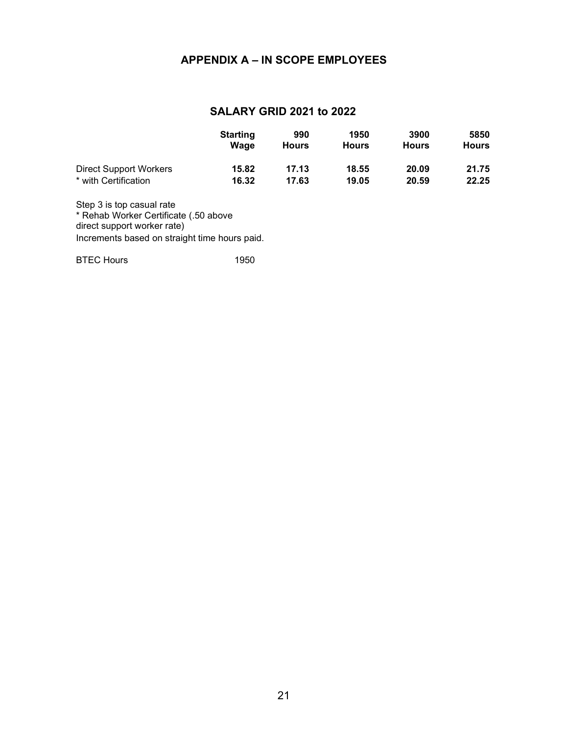# APPENDIX A – IN SCOPE EMPLOYEES

## SALARY GRID 2021 to 2022

| | Starting Wage | 990 Hours | 1950 Hours | 3900 Hours | 5850 Hours |
|---|---|---|---|---|---|
| Direct Support Workers | **15.82** | **17.13** | **18.55** | **20.09** | **21.75** |
| * with Certification | **16.32** | **17.63** | **19.05** | **20.59** | **22.25** |

Step 3 is top casual rate
* Rehab Worker Certificate (.50 above direct support worker rate)
Increments based on straight time hours paid.

BTEC Hours 1950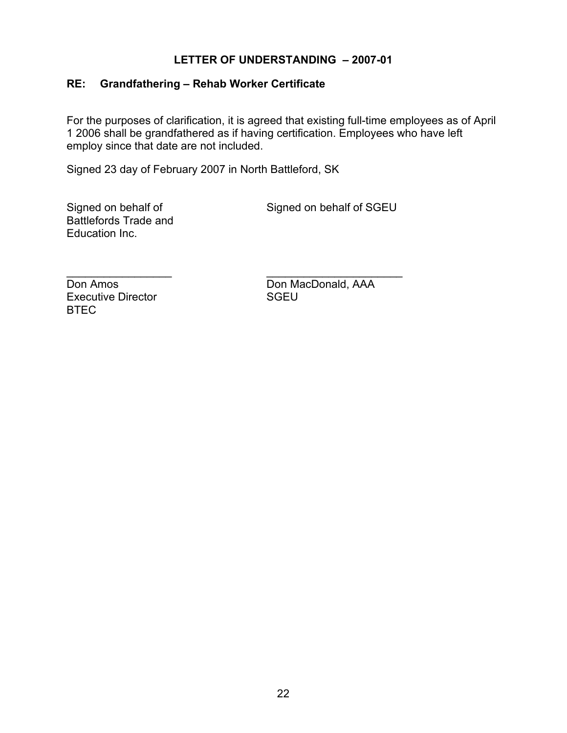## LETTER OF UNDERSTANDING – 2007-01

### RE: Grandfathering – Rehab Worker Certificate

For the purposes of clarification, it is agreed that existing full-time employees as of April 1 2006 shall be grandfathered as if having certification. Employees who have left employ since that date are not included.

Signed 23 day of February 2007 in North Battleford, SK

Signed on behalf of Battlefords Trade and Education Inc.

_________________
Don Amos
Executive Director
BTEC

Signed on behalf of SGEU

_______________________
Don MacDonald, AAA
SGEU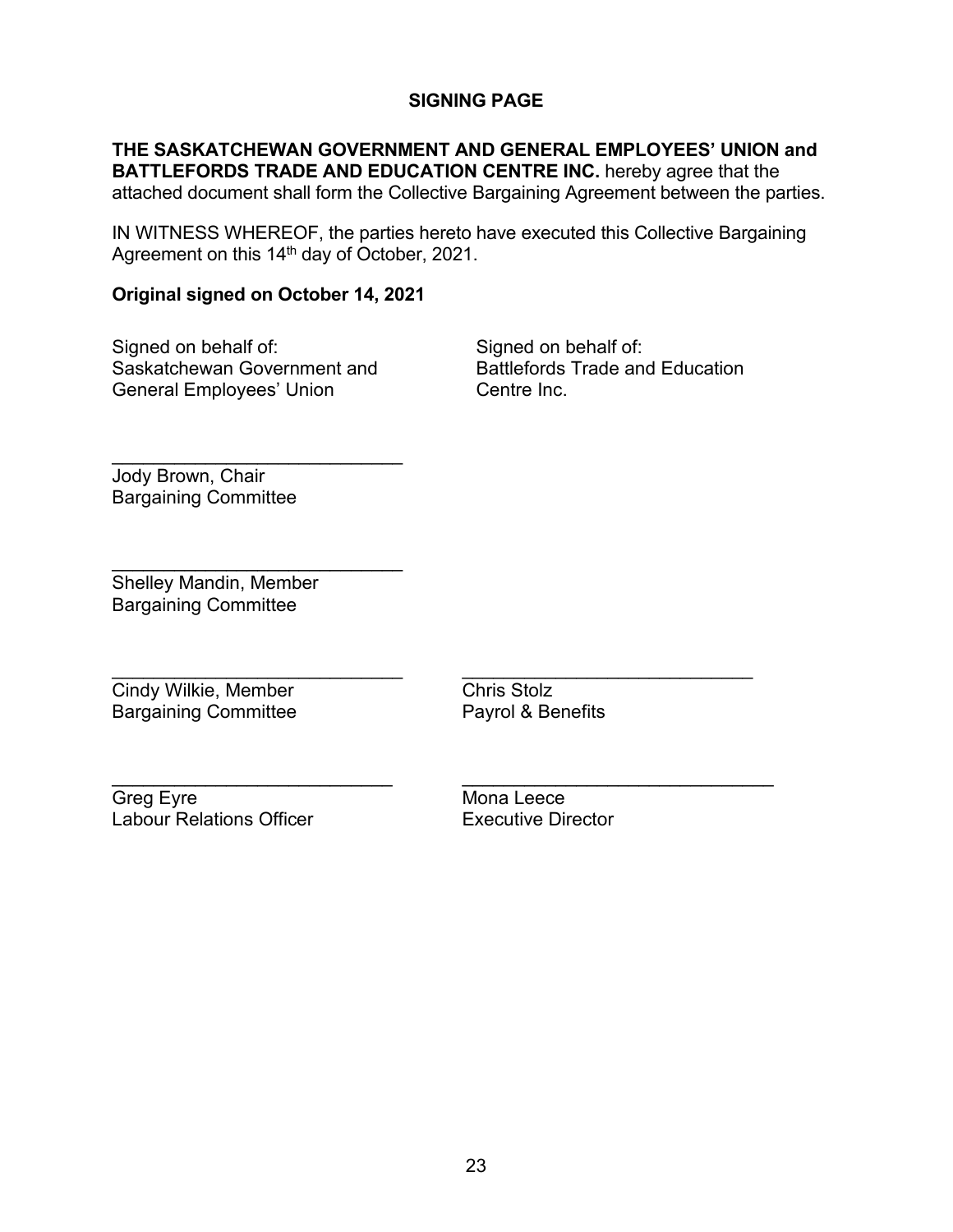## SIGNING PAGE

**THE SASKATCHEWAN GOVERNMENT AND GENERAL EMPLOYEES' UNION and BATTLEFORDS TRADE AND EDUCATION CENTRE INC.** hereby agree that the attached document shall form the Collective Bargaining Agreement between the parties.

IN WITNESS WHEREOF, the parties hereto have executed this Collective Bargaining Agreement on this 14th day of October, 2021.

**Original signed on October 14, 2021**

Signed on behalf of:
Saskatchewan Government and
General Employees' Union

Signed on behalf of:
Battlefords Trade and Education
Centre Inc.

\_\_\_\_\_\_\_\_\_\_\_\_\_\_\_\_\_\_\_\_\_\_\_\_\_\_\_\_
Jody Brown, Chair
Bargaining Committee

\_\_\_\_\_\_\_\_\_\_\_\_\_\_\_\_\_\_\_\_\_\_\_\_\_\_\_\_
Shelley Mandin, Member
Bargaining Committee

\_\_\_\_\_\_\_\_\_\_\_\_\_\_\_\_\_\_\_\_\_\_\_\_\_\_\_\_
Cindy Wilkie, Member
Bargaining Committee

\_\_\_\_\_\_\_\_\_\_\_\_\_\_\_\_\_\_\_\_\_\_\_\_\_\_\_\_
Chris Stolz
Payrol & Benefits

\_\_\_\_\_\_\_\_\_\_\_\_\_\_\_\_\_\_\_\_\_\_\_\_\_\_\_\_
Greg Eyre
Labour Relations Officer

\_\_\_\_\_\_\_\_\_\_\_\_\_\_\_\_\_\_\_\_\_\_\_\_\_\_\_\_
Mona Leece
Executive Director